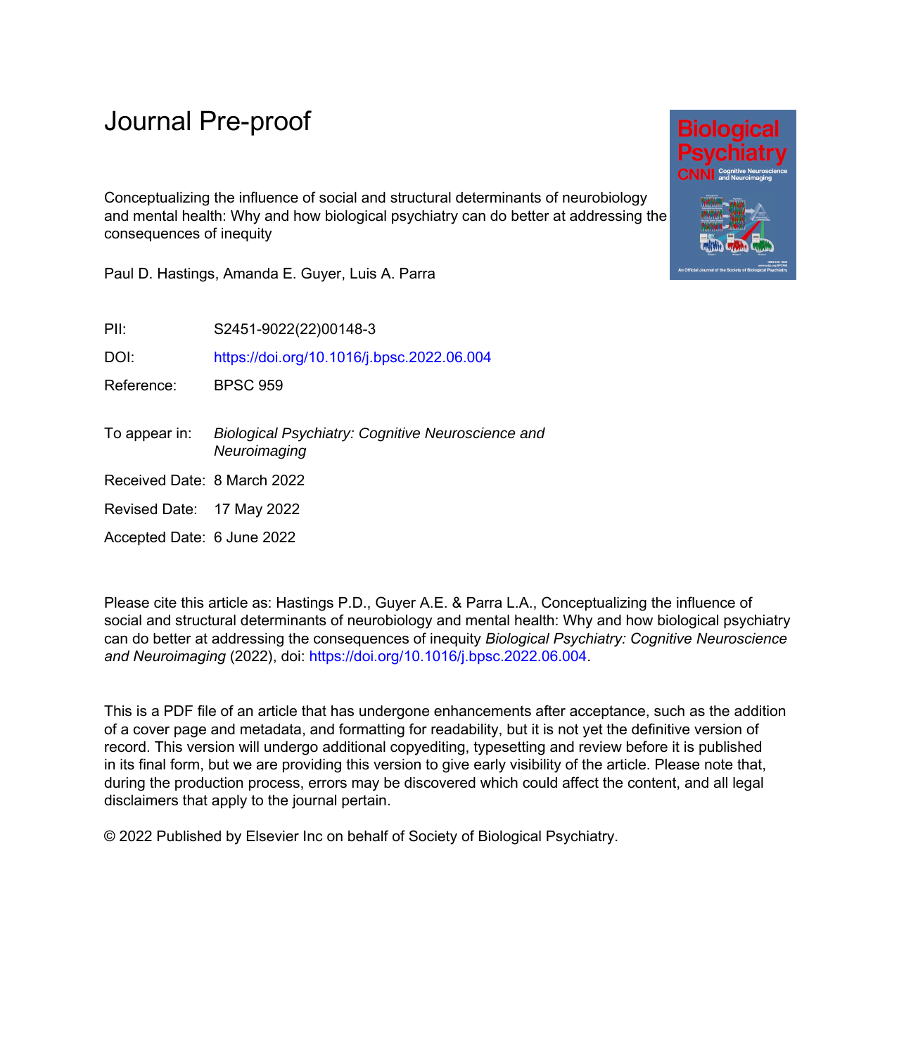Journal Pre-proof

Conceptualizing the influence of social and structural determinants of neurobiology and mental health: Why and how biological psychiatry can do better at addressing the consequences of inequity

Paul D. Hastings, Amanda E. Guyer, Luis A. Parra

| | |
|---|---|
| PII: | S2451-9022(22)00148-3 |
| DOI: | https://doi.org/10.1016/j.bpsc.2022.06.004 |
| Reference: | BPSC 959 |
| To appear in: | *Biological Psychiatry: Cognitive Neuroscience and Neuroimaging* |
| Received Date: | 8 March 2022 |
| Revised Date: | 17 May 2022 |
| Accepted Date: | 6 June 2022 |

Please cite this article as: Hastings P.D., Guyer A.E. & Parra L.A., Conceptualizing the influence of social and structural determinants of neurobiology and mental health: Why and how biological psychiatry can do better at addressing the consequences of inequity *Biological Psychiatry: Cognitive Neuroscience and Neuroimaging* (2022), doi: https://doi.org/10.1016/j.bpsc.2022.06.004.

This is a PDF file of an article that has undergone enhancements after acceptance, such as the addition of a cover page and metadata, and formatting for readability, but it is not yet the definitive version of record. This version will undergo additional copyediting, typesetting and review before it is published in its final form, but we are providing this version to give early visibility of the article. Please note that, during the production process, errors may be discovered which could affect the content, and all legal disclaimers that apply to the journal pertain.

© 2022 Published by Elsevier Inc on behalf of Society of Biological Psychiatry.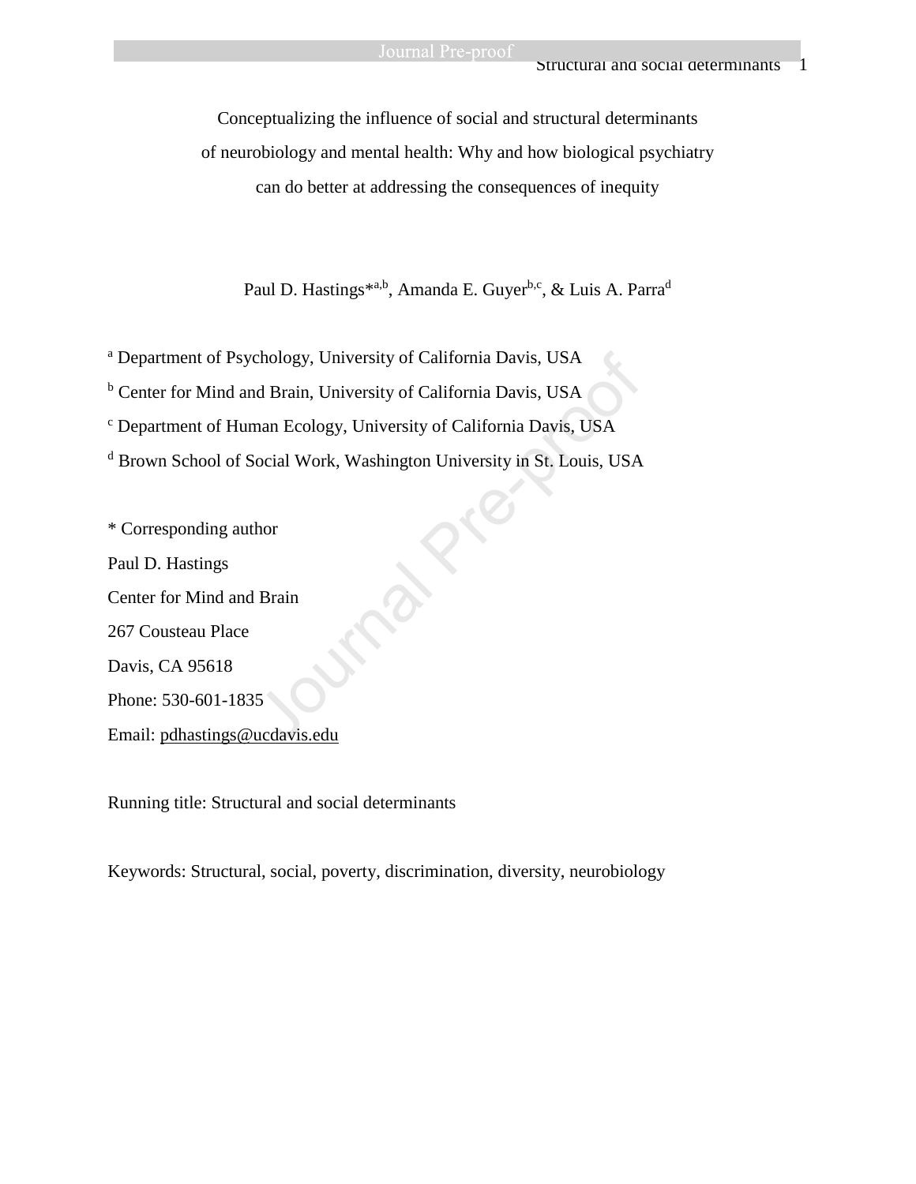# Conceptualizing the influence of social and structural determinants of neurobiology and mental health: Why and how biological psychiatry can do better at addressing the consequences of inequity

Paul D. Hastings*[a,b], Amanda E. Guyer[b,c], & Luis A. Parra[d]

[a] Department of Psychology, University of California Davis, USA

[b] Center for Mind and Brain, University of California Davis, USA

[c] Department of Human Ecology, University of California Davis, USA

[d] Brown School of Social Work, Washington University in St. Louis, USA

* Corresponding author

Paul D. Hastings

Center for Mind and Brain

267 Cousteau Place

Davis, CA 95618

Phone: 530-601-1835

Email: pdhastings@ucdavis.edu

Running title: Structural and social determinants

Keywords: Structural, social, poverty, discrimination, diversity, neurobiology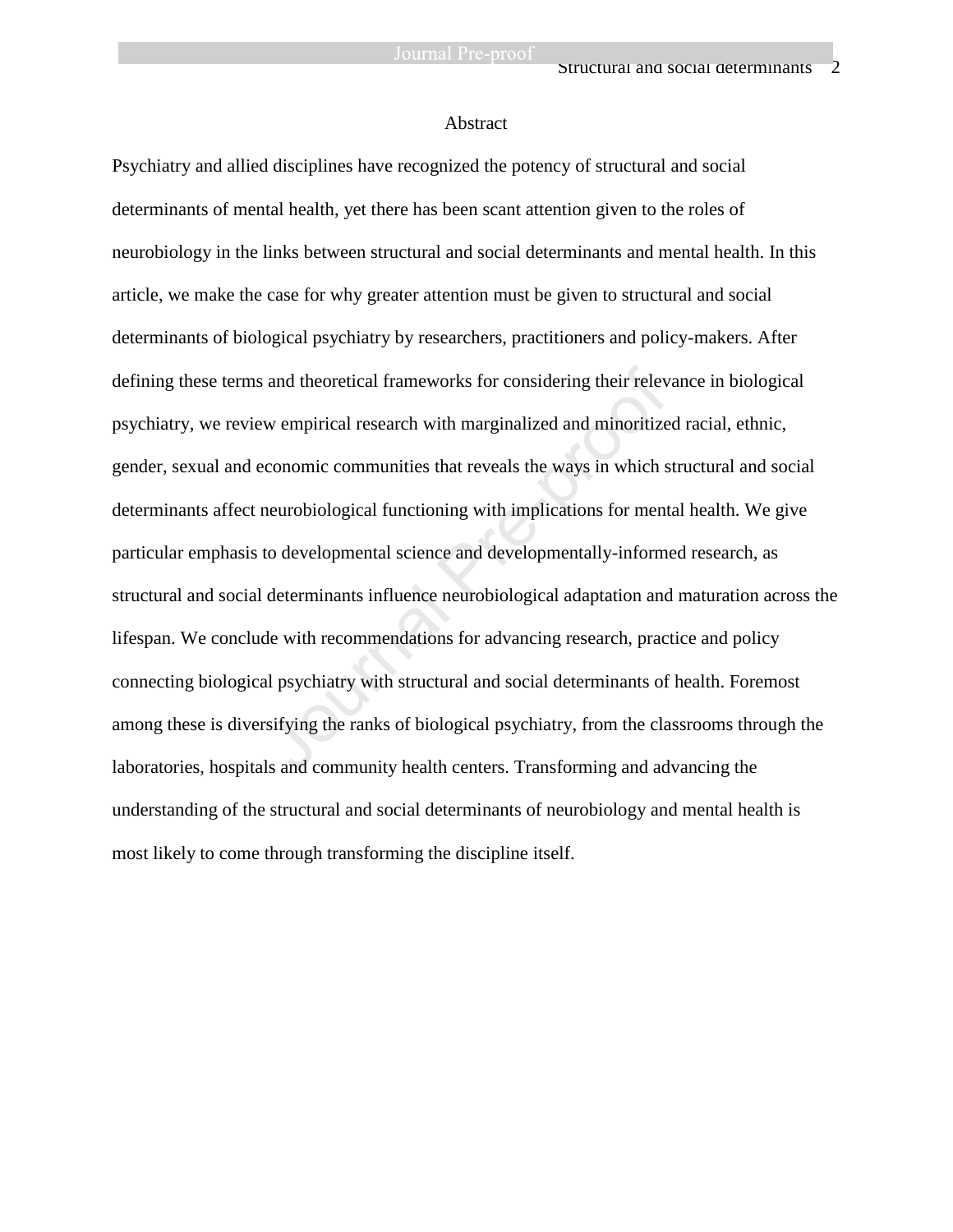## Abstract

Psychiatry and allied disciplines have recognized the potency of structural and social determinants of mental health, yet there has been scant attention given to the roles of neurobiology in the links between structural and social determinants and mental health. In this article, we make the case for why greater attention must be given to structural and social determinants of biological psychiatry by researchers, practitioners and policy-makers. After defining these terms and theoretical frameworks for considering their relevance in biological psychiatry, we review empirical research with marginalized and minoritized racial, ethnic, gender, sexual and economic communities that reveals the ways in which structural and social determinants affect neurobiological functioning with implications for mental health. We give particular emphasis to developmental science and developmentally-informed research, as structural and social determinants influence neurobiological adaptation and maturation across the lifespan. We conclude with recommendations for advancing research, practice and policy connecting biological psychiatry with structural and social determinants of health. Foremost among these is diversifying the ranks of biological psychiatry, from the classrooms through the laboratories, hospitals and community health centers. Transforming and advancing the understanding of the structural and social determinants of neurobiology and mental health is most likely to come through transforming the discipline itself.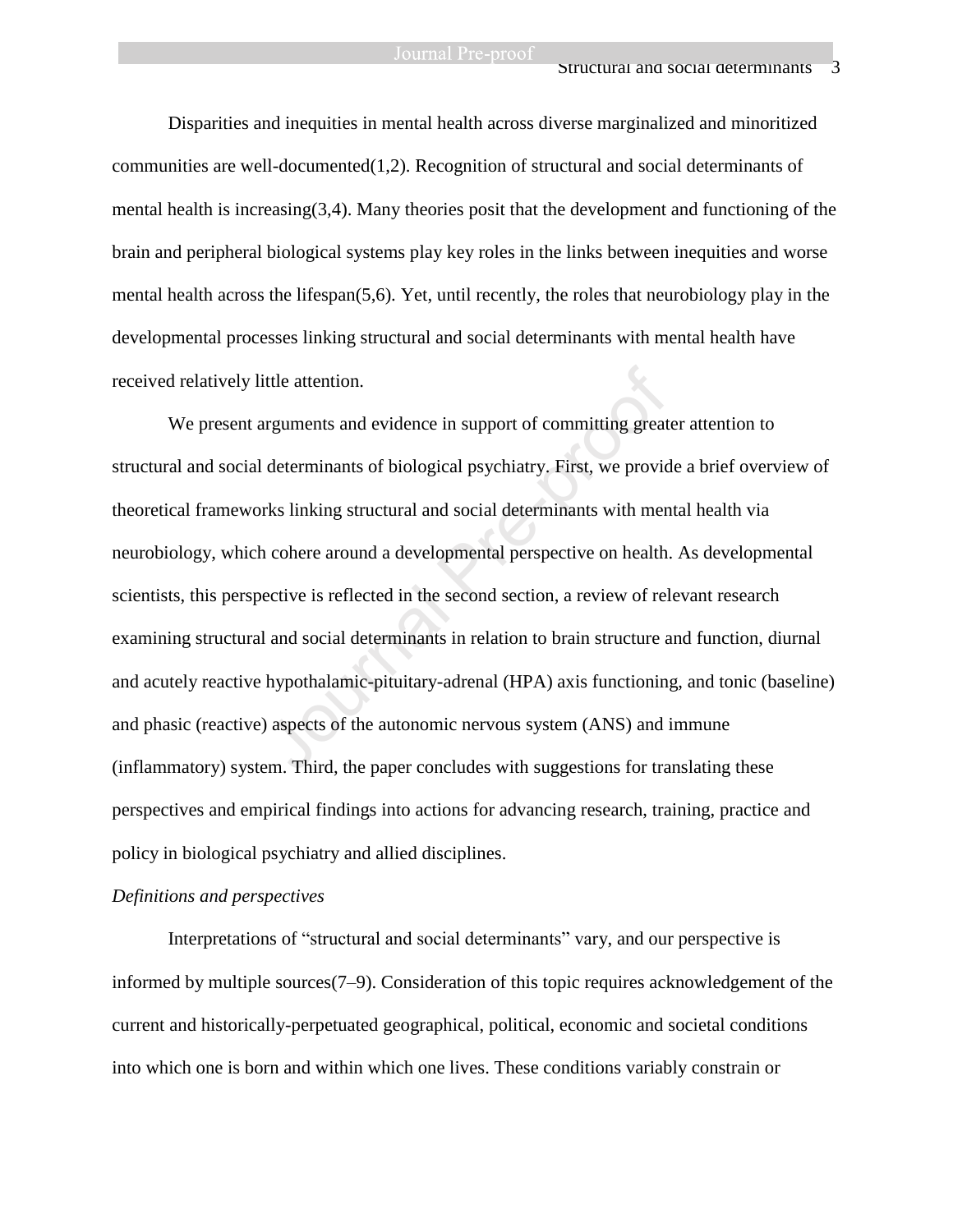Disparities and inequities in mental health across diverse marginalized and minoritized communities are well-documented(1,2). Recognition of structural and social determinants of mental health is increasing(3,4). Many theories posit that the development and functioning of the brain and peripheral biological systems play key roles in the links between inequities and worse mental health across the lifespan(5,6). Yet, until recently, the roles that neurobiology play in the developmental processes linking structural and social determinants with mental health have received relatively little attention.

We present arguments and evidence in support of committing greater attention to structural and social determinants of biological psychiatry. First, we provide a brief overview of theoretical frameworks linking structural and social determinants with mental health via neurobiology, which cohere around a developmental perspective on health. As developmental scientists, this perspective is reflected in the second section, a review of relevant research examining structural and social determinants in relation to brain structure and function, diurnal and acutely reactive hypothalamic-pituitary-adrenal (HPA) axis functioning, and tonic (baseline) and phasic (reactive) aspects of the autonomic nervous system (ANS) and immune (inflammatory) system. Third, the paper concludes with suggestions for translating these perspectives and empirical findings into actions for advancing research, training, practice and policy in biological psychiatry and allied disciplines.

*Definitions and perspectives*

Interpretations of "structural and social determinants" vary, and our perspective is informed by multiple sources(7–9). Consideration of this topic requires acknowledgement of the current and historically-perpetuated geographical, political, economic and societal conditions into which one is born and within which one lives. These conditions variably constrain or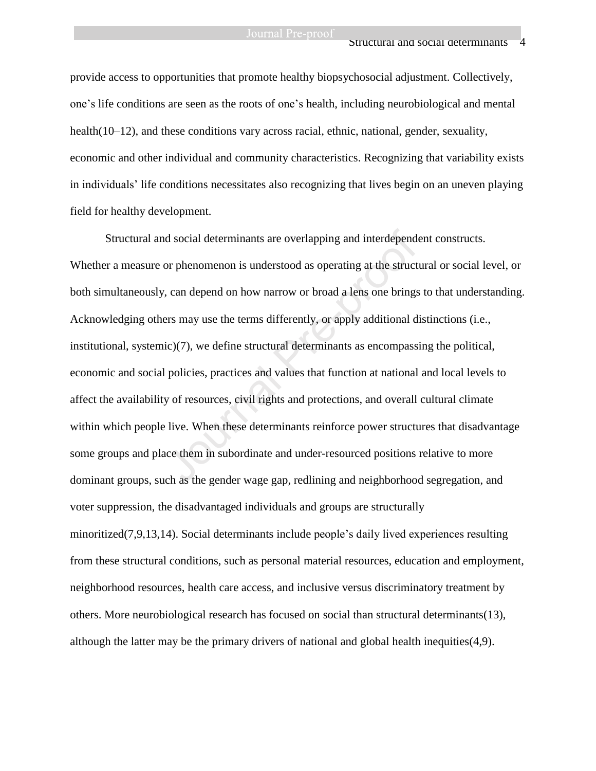provide access to opportunities that promote healthy biopsychosocial adjustment. Collectively, one's life conditions are seen as the roots of one's health, including neurobiological and mental health(10–12), and these conditions vary across racial, ethnic, national, gender, sexuality, economic and other individual and community characteristics. Recognizing that variability exists in individuals' life conditions necessitates also recognizing that lives begin on an uneven playing field for healthy development.

Structural and social determinants are overlapping and interdependent constructs. Whether a measure or phenomenon is understood as operating at the structural or social level, or both simultaneously, can depend on how narrow or broad a lens one brings to that understanding. Acknowledging others may use the terms differently, or apply additional distinctions (i.e., institutional, systemic)(7), we define structural determinants as encompassing the political, economic and social policies, practices and values that function at national and local levels to affect the availability of resources, civil rights and protections, and overall cultural climate within which people live. When these determinants reinforce power structures that disadvantage some groups and place them in subordinate and under-resourced positions relative to more dominant groups, such as the gender wage gap, redlining and neighborhood segregation, and voter suppression, the disadvantaged individuals and groups are structurally minoritized(7,9,13,14). Social determinants include people's daily lived experiences resulting from these structural conditions, such as personal material resources, education and employment, neighborhood resources, health care access, and inclusive versus discriminatory treatment by others. More neurobiological research has focused on social than structural determinants(13), although the latter may be the primary drivers of national and global health inequities(4,9).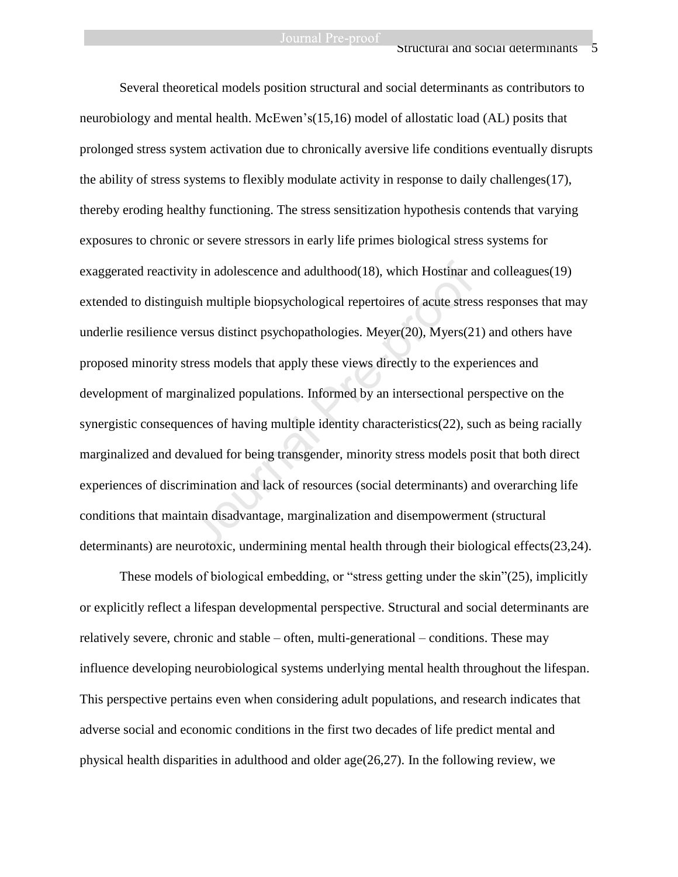Several theoretical models position structural and social determinants as contributors to neurobiology and mental health. McEwen's(15,16) model of allostatic load (AL) posits that prolonged stress system activation due to chronically aversive life conditions eventually disrupts the ability of stress systems to flexibly modulate activity in response to daily challenges(17), thereby eroding healthy functioning. The stress sensitization hypothesis contends that varying exposures to chronic or severe stressors in early life primes biological stress systems for exaggerated reactivity in adolescence and adulthood(18), which Hostinar and colleagues(19) extended to distinguish multiple biopsychological repertoires of acute stress responses that may underlie resilience versus distinct psychopathologies. Meyer(20), Myers(21) and others have proposed minority stress models that apply these views directly to the experiences and development of marginalized populations. Informed by an intersectional perspective on the synergistic consequences of having multiple identity characteristics(22), such as being racially marginalized and devalued for being transgender, minority stress models posit that both direct experiences of discrimination and lack of resources (social determinants) and overarching life conditions that maintain disadvantage, marginalization and disempowerment (structural determinants) are neurotoxic, undermining mental health through their biological effects(23,24).

These models of biological embedding, or "stress getting under the skin"(25), implicitly or explicitly reflect a lifespan developmental perspective. Structural and social determinants are relatively severe, chronic and stable – often, multi-generational – conditions. These may influence developing neurobiological systems underlying mental health throughout the lifespan. This perspective pertains even when considering adult populations, and research indicates that adverse social and economic conditions in the first two decades of life predict mental and physical health disparities in adulthood and older age(26,27). In the following review, we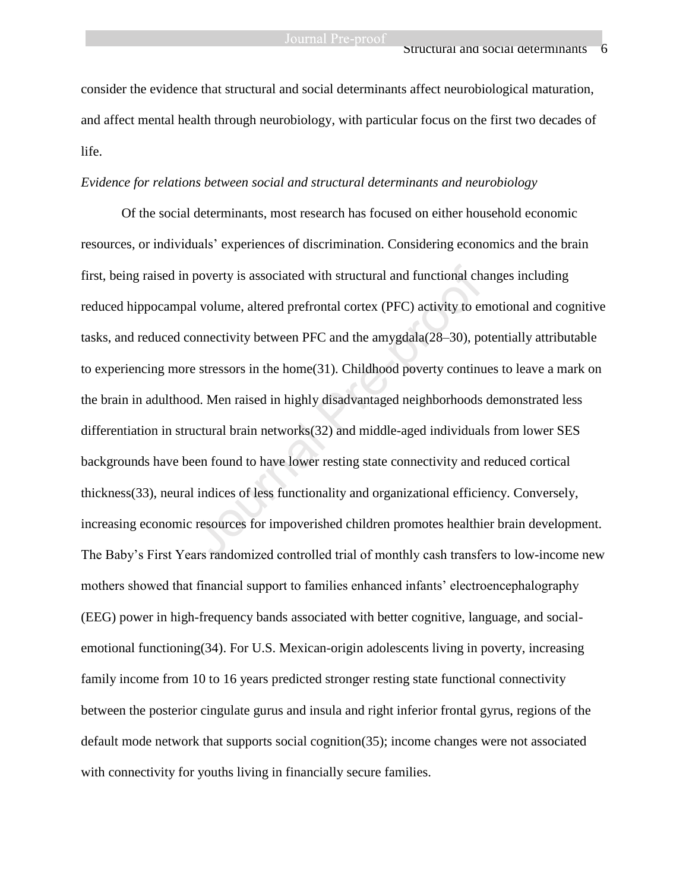consider the evidence that structural and social determinants affect neurobiological maturation, and affect mental health through neurobiology, with particular focus on the first two decades of life.

*Evidence for relations between social and structural determinants and neurobiology*

Of the social determinants, most research has focused on either household economic resources, or individuals' experiences of discrimination. Considering economics and the brain first, being raised in poverty is associated with structural and functional changes including reduced hippocampal volume, altered prefrontal cortex (PFC) activity to emotional and cognitive tasks, and reduced connectivity between PFC and the amygdala(28–30), potentially attributable to experiencing more stressors in the home(31). Childhood poverty continues to leave a mark on the brain in adulthood. Men raised in highly disadvantaged neighborhoods demonstrated less differentiation in structural brain networks(32) and middle-aged individuals from lower SES backgrounds have been found to have lower resting state connectivity and reduced cortical thickness(33), neural indices of less functionality and organizational efficiency. Conversely, increasing economic resources for impoverished children promotes healthier brain development. The Baby's First Years randomized controlled trial of monthly cash transfers to low-income new mothers showed that financial support to families enhanced infants' electroencephalography (EEG) power in high-frequency bands associated with better cognitive, language, and social-emotional functioning(34). For U.S. Mexican-origin adolescents living in poverty, increasing family income from 10 to 16 years predicted stronger resting state functional connectivity between the posterior cingulate gurus and insula and right inferior frontal gyrus, regions of the default mode network that supports social cognition(35); income changes were not associated with connectivity for youths living in financially secure families.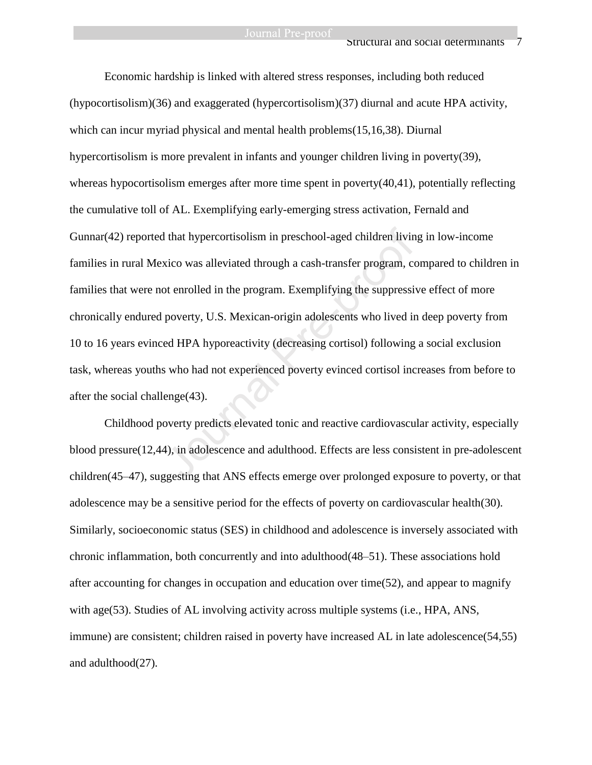Economic hardship is linked with altered stress responses, including both reduced (hypocortisolism)(36) and exaggerated (hypercortisolism)(37) diurnal and acute HPA activity, which can incur myriad physical and mental health problems(15,16,38). Diurnal hypercortisolism is more prevalent in infants and younger children living in poverty(39), whereas hypocortisolism emerges after more time spent in poverty(40,41), potentially reflecting the cumulative toll of AL. Exemplifying early-emerging stress activation, Fernald and Gunnar(42) reported that hypercortisolism in preschool-aged children living in low-income families in rural Mexico was alleviated through a cash-transfer program, compared to children in families that were not enrolled in the program. Exemplifying the suppressive effect of more chronically endured poverty, U.S. Mexican-origin adolescents who lived in deep poverty from 10 to 16 years evinced HPA hyporeactivity (decreasing cortisol) following a social exclusion task, whereas youths who had not experienced poverty evinced cortisol increases from before to after the social challenge(43).

Childhood poverty predicts elevated tonic and reactive cardiovascular activity, especially blood pressure(12,44), in adolescence and adulthood. Effects are less consistent in pre-adolescent children(45–47), suggesting that ANS effects emerge over prolonged exposure to poverty, or that adolescence may be a sensitive period for the effects of poverty on cardiovascular health(30). Similarly, socioeconomic status (SES) in childhood and adolescence is inversely associated with chronic inflammation, both concurrently and into adulthood(48–51). These associations hold after accounting for changes in occupation and education over time(52), and appear to magnify with age(53). Studies of AL involving activity across multiple systems (i.e., HPA, ANS, immune) are consistent; children raised in poverty have increased AL in late adolescence(54,55) and adulthood(27).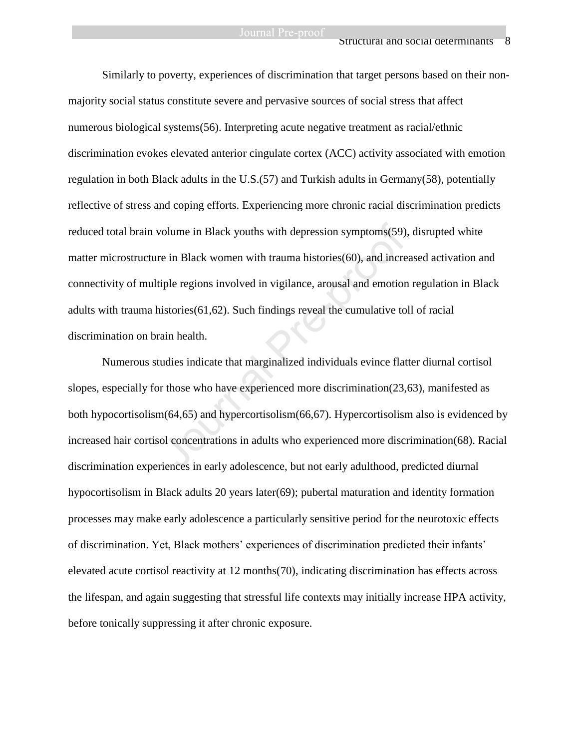Similarly to poverty, experiences of discrimination that target persons based on their non-majority social status constitute severe and pervasive sources of social stress that affect numerous biological systems(56). Interpreting acute negative treatment as racial/ethnic discrimination evokes elevated anterior cingulate cortex (ACC) activity associated with emotion regulation in both Black adults in the U.S.(57) and Turkish adults in Germany(58), potentially reflective of stress and coping efforts. Experiencing more chronic racial discrimination predicts reduced total brain volume in Black youths with depression symptoms(59), disrupted white matter microstructure in Black women with trauma histories(60), and increased activation and connectivity of multiple regions involved in vigilance, arousal and emotion regulation in Black adults with trauma histories(61,62). Such findings reveal the cumulative toll of racial discrimination on brain health.

Numerous studies indicate that marginalized individuals evince flatter diurnal cortisol slopes, especially for those who have experienced more discrimination(23,63), manifested as both hypocortisolism(64,65) and hypercortisolism(66,67). Hypercortisolism also is evidenced by increased hair cortisol concentrations in adults who experienced more discrimination(68). Racial discrimination experiences in early adolescence, but not early adulthood, predicted diurnal hypocortisolism in Black adults 20 years later(69); pubertal maturation and identity formation processes may make early adolescence a particularly sensitive period for the neurotoxic effects of discrimination. Yet, Black mothers' experiences of discrimination predicted their infants' elevated acute cortisol reactivity at 12 months(70), indicating discrimination has effects across the lifespan, and again suggesting that stressful life contexts may initially increase HPA activity, before tonically suppressing it after chronic exposure.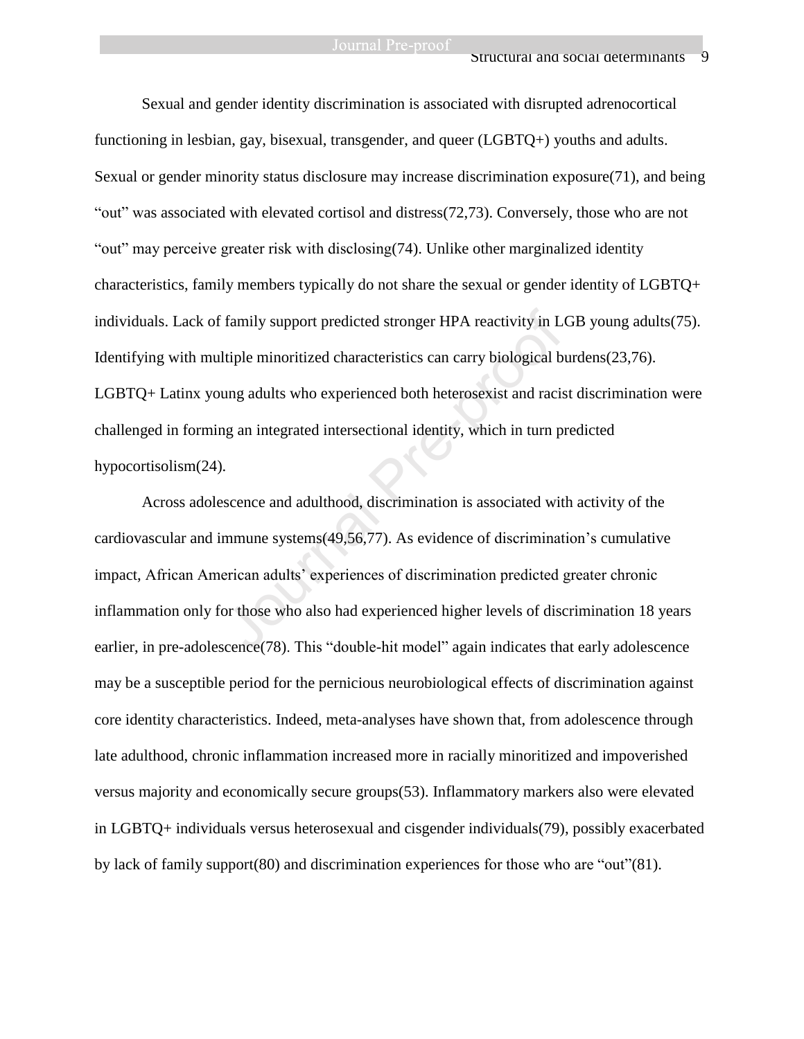Sexual and gender identity discrimination is associated with disrupted adrenocortical functioning in lesbian, gay, bisexual, transgender, and queer (LGBTQ+) youths and adults. Sexual or gender minority status disclosure may increase discrimination exposure(71), and being "out" was associated with elevated cortisol and distress(72,73). Conversely, those who are not "out" may perceive greater risk with disclosing(74). Unlike other marginalized identity characteristics, family members typically do not share the sexual or gender identity of LGBTQ+ individuals. Lack of family support predicted stronger HPA reactivity in LGB young adults(75). Identifying with multiple minoritized characteristics can carry biological burdens(23,76). LGBTQ+ Latinx young adults who experienced both heterosexist and racist discrimination were challenged in forming an integrated intersectional identity, which in turn predicted hypocortisolism(24).

Across adolescence and adulthood, discrimination is associated with activity of the cardiovascular and immune systems(49,56,77). As evidence of discrimination's cumulative impact, African American adults' experiences of discrimination predicted greater chronic inflammation only for those who also had experienced higher levels of discrimination 18 years earlier, in pre-adolescence(78). This "double-hit model" again indicates that early adolescence may be a susceptible period for the pernicious neurobiological effects of discrimination against core identity characteristics. Indeed, meta-analyses have shown that, from adolescence through late adulthood, chronic inflammation increased more in racially minoritized and impoverished versus majority and economically secure groups(53). Inflammatory markers also were elevated in LGBTQ+ individuals versus heterosexual and cisgender individuals(79), possibly exacerbated by lack of family support(80) and discrimination experiences for those who are "out"(81).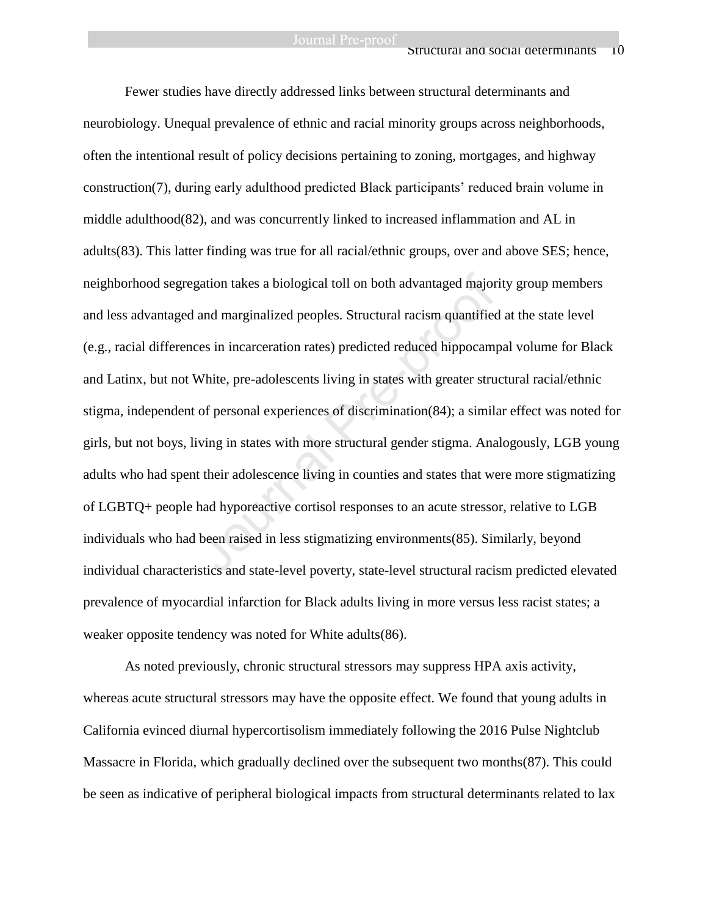Fewer studies have directly addressed links between structural determinants and neurobiology. Unequal prevalence of ethnic and racial minority groups across neighborhoods, often the intentional result of policy decisions pertaining to zoning, mortgages, and highway construction(7), during early adulthood predicted Black participants' reduced brain volume in middle adulthood(82), and was concurrently linked to increased inflammation and AL in adults(83). This latter finding was true for all racial/ethnic groups, over and above SES; hence, neighborhood segregation takes a biological toll on both advantaged majority group members and less advantaged and marginalized peoples. Structural racism quantified at the state level (e.g., racial differences in incarceration rates) predicted reduced hippocampal volume for Black and Latinx, but not White, pre-adolescents living in states with greater structural racial/ethnic stigma, independent of personal experiences of discrimination(84); a similar effect was noted for girls, but not boys, living in states with more structural gender stigma. Analogously, LGB young adults who had spent their adolescence living in counties and states that were more stigmatizing of LGBTQ+ people had hyporeactive cortisol responses to an acute stressor, relative to LGB individuals who had been raised in less stigmatizing environments(85). Similarly, beyond individual characteristics and state-level poverty, state-level structural racism predicted elevated prevalence of myocardial infarction for Black adults living in more versus less racist states; a weaker opposite tendency was noted for White adults(86).

As noted previously, chronic structural stressors may suppress HPA axis activity, whereas acute structural stressors may have the opposite effect. We found that young adults in California evinced diurnal hypercortisolism immediately following the 2016 Pulse Nightclub Massacre in Florida, which gradually declined over the subsequent two months(87). This could be seen as indicative of peripheral biological impacts from structural determinants related to lax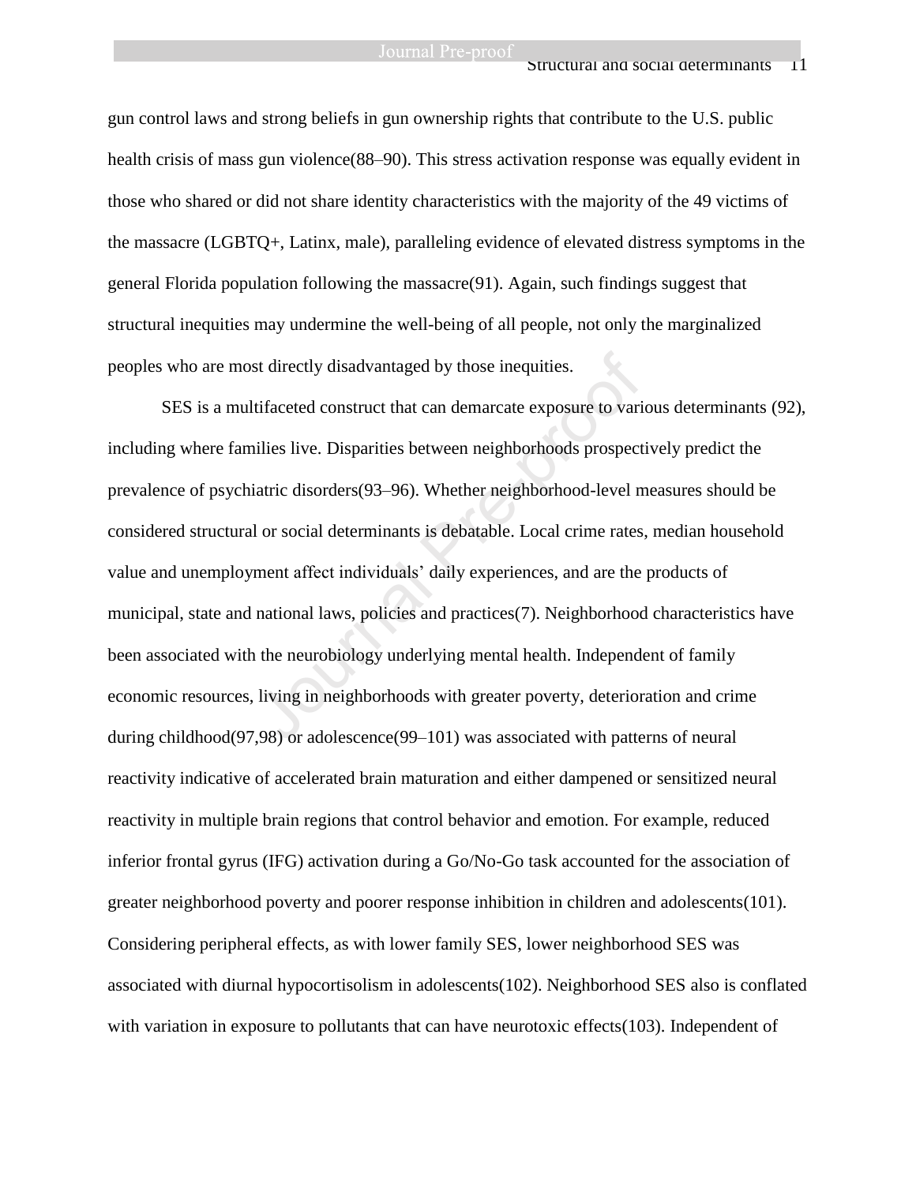gun control laws and strong beliefs in gun ownership rights that contribute to the U.S. public health crisis of mass gun violence(88–90). This stress activation response was equally evident in those who shared or did not share identity characteristics with the majority of the 49 victims of the massacre (LGBTQ+, Latinx, male), paralleling evidence of elevated distress symptoms in the general Florida population following the massacre(91). Again, such findings suggest that structural inequities may undermine the well-being of all people, not only the marginalized peoples who are most directly disadvantaged by those inequities.

SES is a multifaceted construct that can demarcate exposure to various determinants (92), including where families live. Disparities between neighborhoods prospectively predict the prevalence of psychiatric disorders(93–96). Whether neighborhood-level measures should be considered structural or social determinants is debatable. Local crime rates, median household value and unemployment affect individuals' daily experiences, and are the products of municipal, state and national laws, policies and practices(7). Neighborhood characteristics have been associated with the neurobiology underlying mental health. Independent of family economic resources, living in neighborhoods with greater poverty, deterioration and crime during childhood(97,98) or adolescence(99–101) was associated with patterns of neural reactivity indicative of accelerated brain maturation and either dampened or sensitized neural reactivity in multiple brain regions that control behavior and emotion. For example, reduced inferior frontal gyrus (IFG) activation during a Go/No-Go task accounted for the association of greater neighborhood poverty and poorer response inhibition in children and adolescents(101). Considering peripheral effects, as with lower family SES, lower neighborhood SES was associated with diurnal hypocortisolism in adolescents(102). Neighborhood SES also is conflated with variation in exposure to pollutants that can have neurotoxic effects(103). Independent of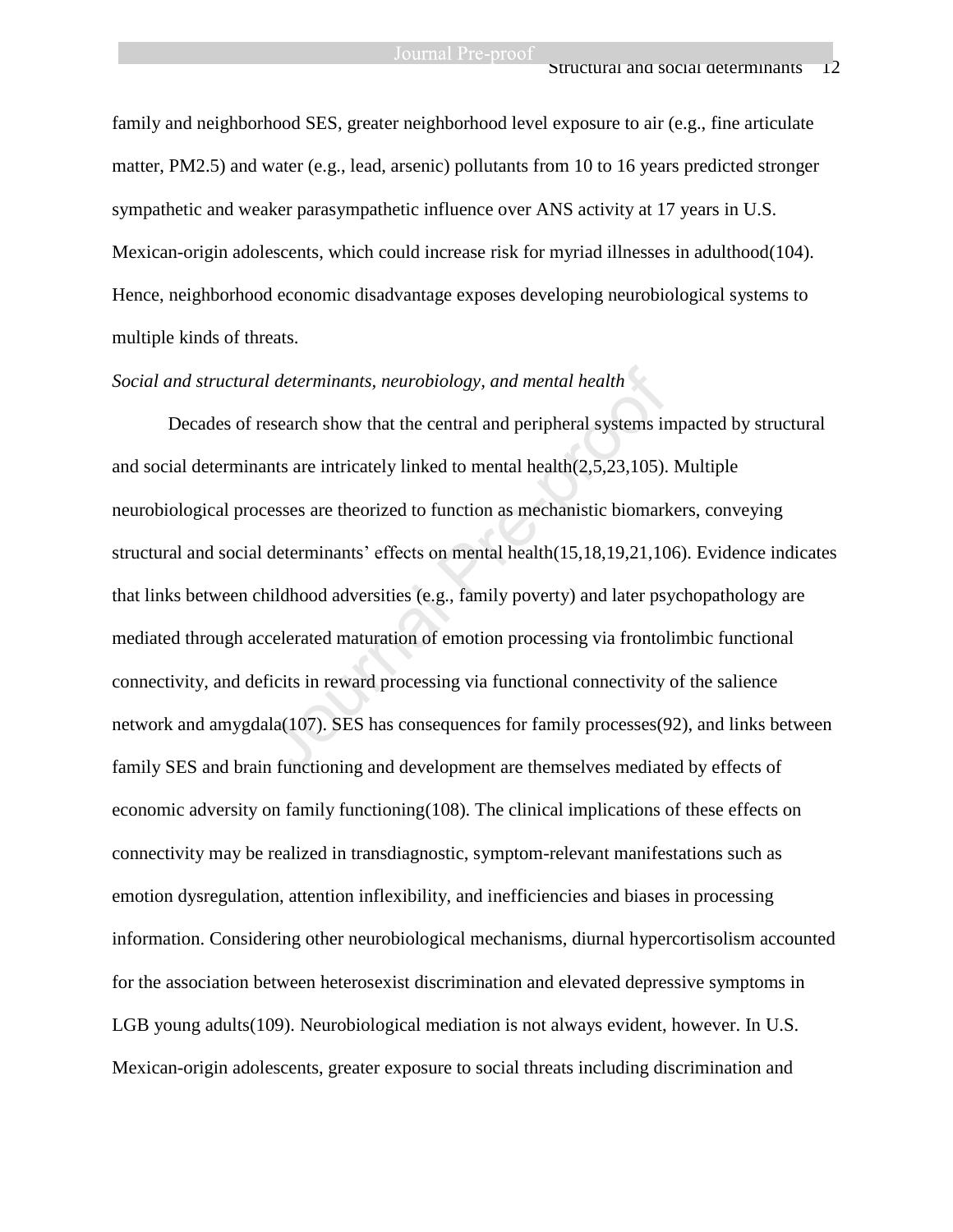family and neighborhood SES, greater neighborhood level exposure to air (e.g., fine articulate matter, PM2.5) and water (e.g., lead, arsenic) pollutants from 10 to 16 years predicted stronger sympathetic and weaker parasympathetic influence over ANS activity at 17 years in U.S. Mexican-origin adolescents, which could increase risk for myriad illnesses in adulthood(104). Hence, neighborhood economic disadvantage exposes developing neurobiological systems to multiple kinds of threats.

*Social and structural determinants, neurobiology, and mental health*

Decades of research show that the central and peripheral systems impacted by structural and social determinants are intricately linked to mental health(2,5,23,105). Multiple neurobiological processes are theorized to function as mechanistic biomarkers, conveying structural and social determinants' effects on mental health(15,18,19,21,106). Evidence indicates that links between childhood adversities (e.g., family poverty) and later psychopathology are mediated through accelerated maturation of emotion processing via frontolimbic functional connectivity, and deficits in reward processing via functional connectivity of the salience network and amygdala(107). SES has consequences for family processes(92), and links between family SES and brain functioning and development are themselves mediated by effects of economic adversity on family functioning(108). The clinical implications of these effects on connectivity may be realized in transdiagnostic, symptom-relevant manifestations such as emotion dysregulation, attention inflexibility, and inefficiencies and biases in processing information. Considering other neurobiological mechanisms, diurnal hypercortisolism accounted for the association between heterosexist discrimination and elevated depressive symptoms in LGB young adults(109). Neurobiological mediation is not always evident, however. In U.S. Mexican-origin adolescents, greater exposure to social threats including discrimination and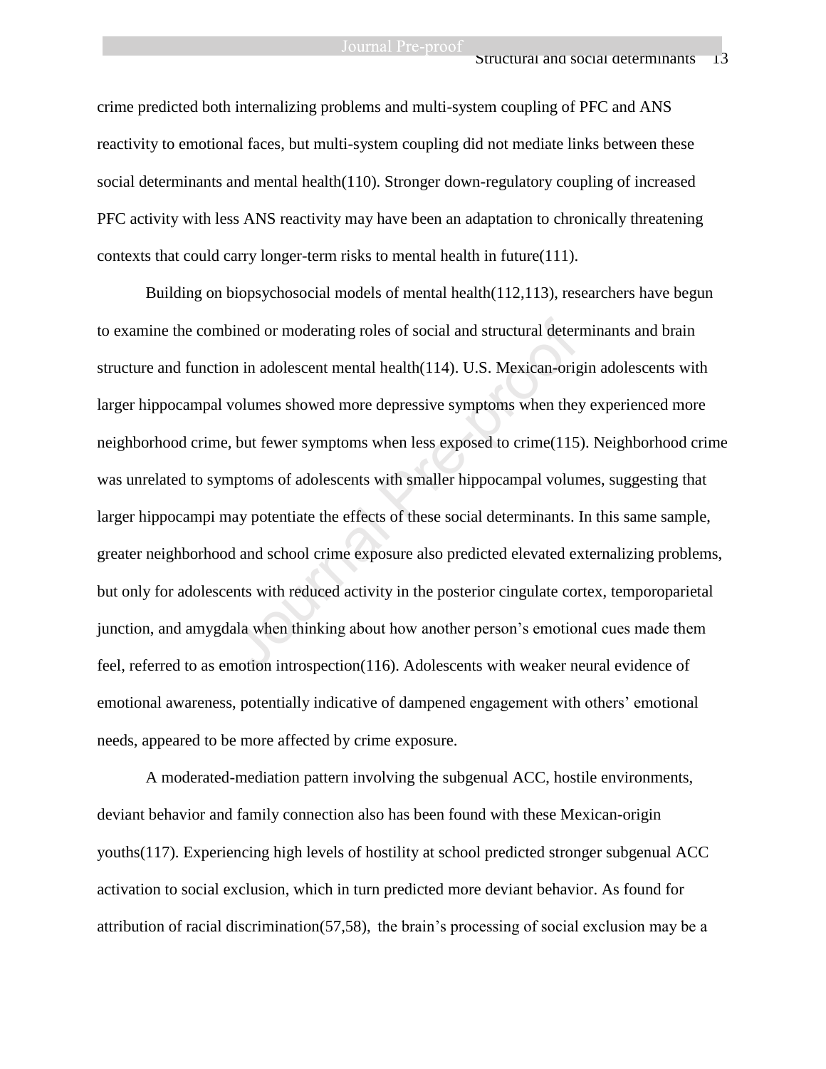crime predicted both internalizing problems and multi-system coupling of PFC and ANS reactivity to emotional faces, but multi-system coupling did not mediate links between these social determinants and mental health(110). Stronger down-regulatory coupling of increased PFC activity with less ANS reactivity may have been an adaptation to chronically threatening contexts that could carry longer-term risks to mental health in future(111).

Building on biopsychosocial models of mental health(112,113), researchers have begun to examine the combined or moderating roles of social and structural determinants and brain structure and function in adolescent mental health(114). U.S. Mexican-origin adolescents with larger hippocampal volumes showed more depressive symptoms when they experienced more neighborhood crime, but fewer symptoms when less exposed to crime(115). Neighborhood crime was unrelated to symptoms of adolescents with smaller hippocampal volumes, suggesting that larger hippocampi may potentiate the effects of these social determinants. In this same sample, greater neighborhood and school crime exposure also predicted elevated externalizing problems, but only for adolescents with reduced activity in the posterior cingulate cortex, temporoparietal junction, and amygdala when thinking about how another person's emotional cues made them feel, referred to as emotion introspection(116). Adolescents with weaker neural evidence of emotional awareness, potentially indicative of dampened engagement with others' emotional needs, appeared to be more affected by crime exposure.

A moderated-mediation pattern involving the subgenual ACC, hostile environments, deviant behavior and family connection also has been found with these Mexican-origin youths(117). Experiencing high levels of hostility at school predicted stronger subgenual ACC activation to social exclusion, which in turn predicted more deviant behavior. As found for attribution of racial discrimination(57,58), the brain's processing of social exclusion may be a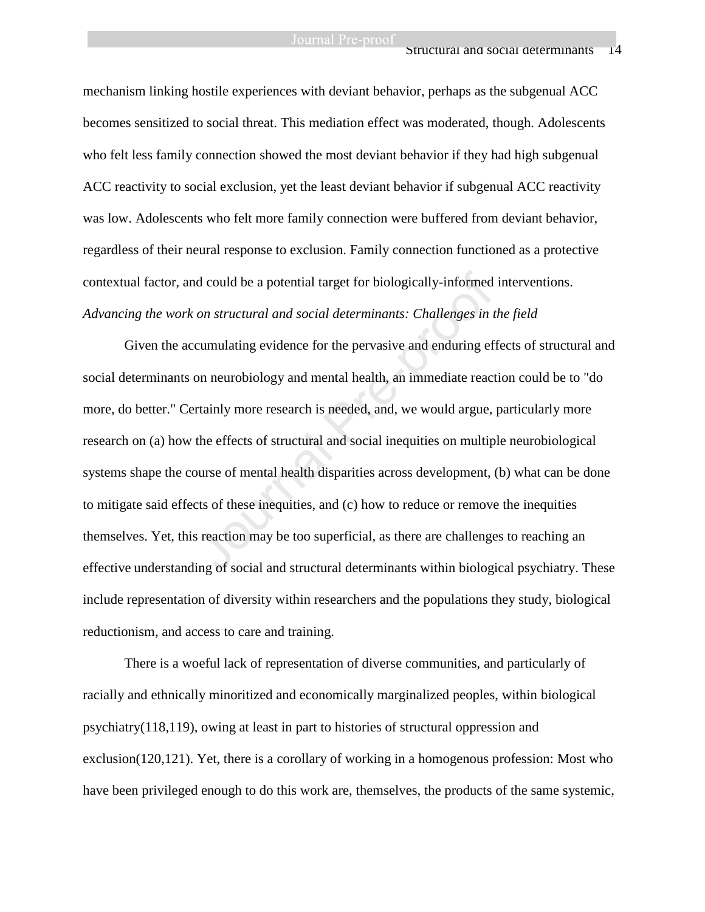mechanism linking hostile experiences with deviant behavior, perhaps as the subgenual ACC becomes sensitized to social threat. This mediation effect was moderated, though. Adolescents who felt less family connection showed the most deviant behavior if they had high subgenual ACC reactivity to social exclusion, yet the least deviant behavior if subgenual ACC reactivity was low. Adolescents who felt more family connection were buffered from deviant behavior, regardless of their neural response to exclusion. Family connection functioned as a protective contextual factor, and could be a potential target for biologically-informed interventions.

*Advancing the work on structural and social determinants: Challenges in the field*

Given the accumulating evidence for the pervasive and enduring effects of structural and social determinants on neurobiology and mental health, an immediate reaction could be to "do more, do better." Certainly more research is needed, and, we would argue, particularly more research on (a) how the effects of structural and social inequities on multiple neurobiological systems shape the course of mental health disparities across development, (b) what can be done to mitigate said effects of these inequities, and (c) how to reduce or remove the inequities themselves. Yet, this reaction may be too superficial, as there are challenges to reaching an effective understanding of social and structural determinants within biological psychiatry. These include representation of diversity within researchers and the populations they study, biological reductionism, and access to care and training.

There is a woeful lack of representation of diverse communities, and particularly of racially and ethnically minoritized and economically marginalized peoples, within biological psychiatry(118,119), owing at least in part to histories of structural oppression and exclusion(120,121). Yet, there is a corollary of working in a homogenous profession: Most who have been privileged enough to do this work are, themselves, the products of the same systemic,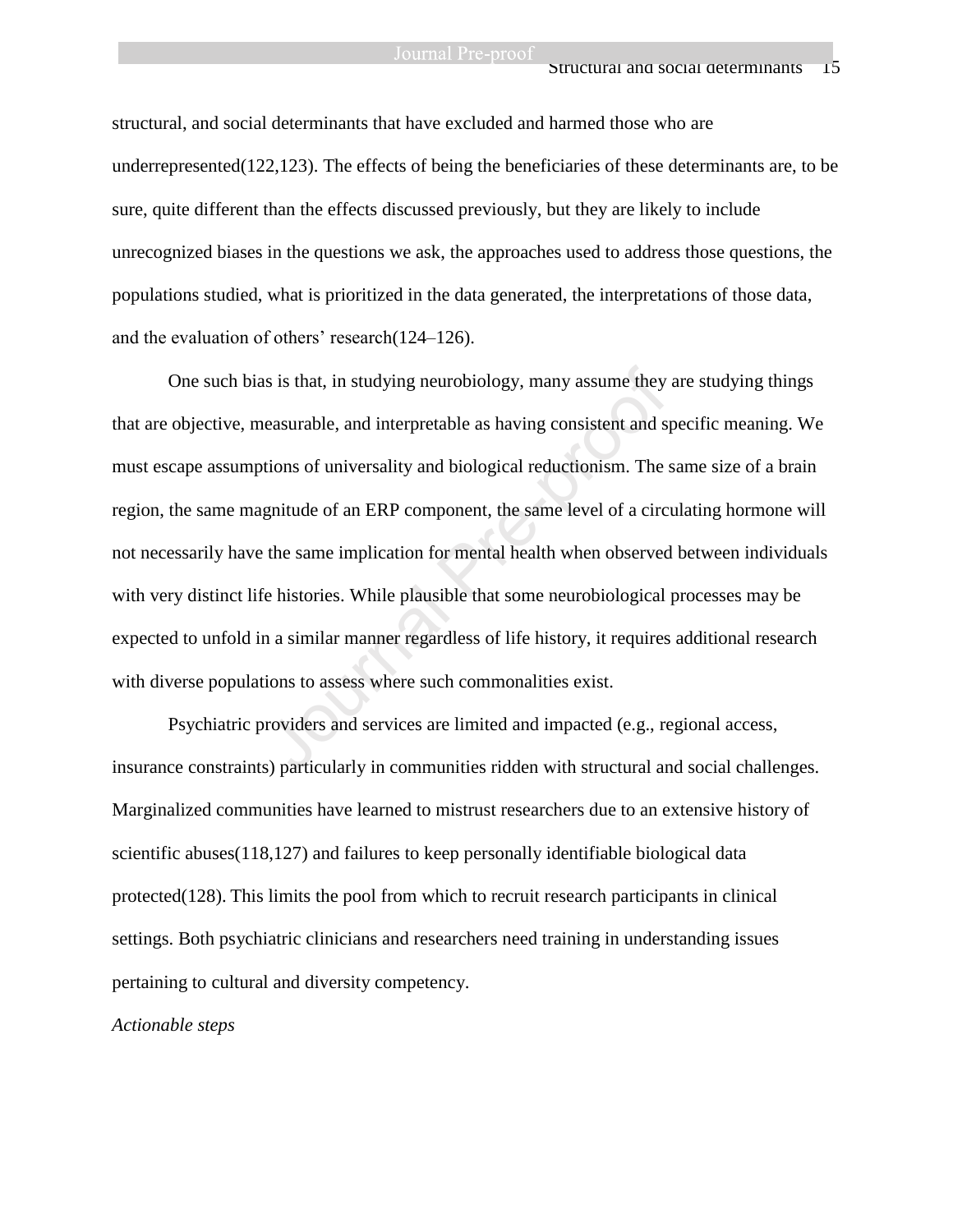structural, and social determinants that have excluded and harmed those who are underrepresented(122,123). The effects of being the beneficiaries of these determinants are, to be sure, quite different than the effects discussed previously, but they are likely to include unrecognized biases in the questions we ask, the approaches used to address those questions, the populations studied, what is prioritized in the data generated, the interpretations of those data, and the evaluation of others' research(124–126).

One such bias is that, in studying neurobiology, many assume they are studying things that are objective, measurable, and interpretable as having consistent and specific meaning. We must escape assumptions of universality and biological reductionism. The same size of a brain region, the same magnitude of an ERP component, the same level of a circulating hormone will not necessarily have the same implication for mental health when observed between individuals with very distinct life histories. While plausible that some neurobiological processes may be expected to unfold in a similar manner regardless of life history, it requires additional research with diverse populations to assess where such commonalities exist.

Psychiatric providers and services are limited and impacted (e.g., regional access, insurance constraints) particularly in communities ridden with structural and social challenges. Marginalized communities have learned to mistrust researchers due to an extensive history of scientific abuses(118,127) and failures to keep personally identifiable biological data protected(128). This limits the pool from which to recruit research participants in clinical settings. Both psychiatric clinicians and researchers need training in understanding issues pertaining to cultural and diversity competency.

*Actionable steps*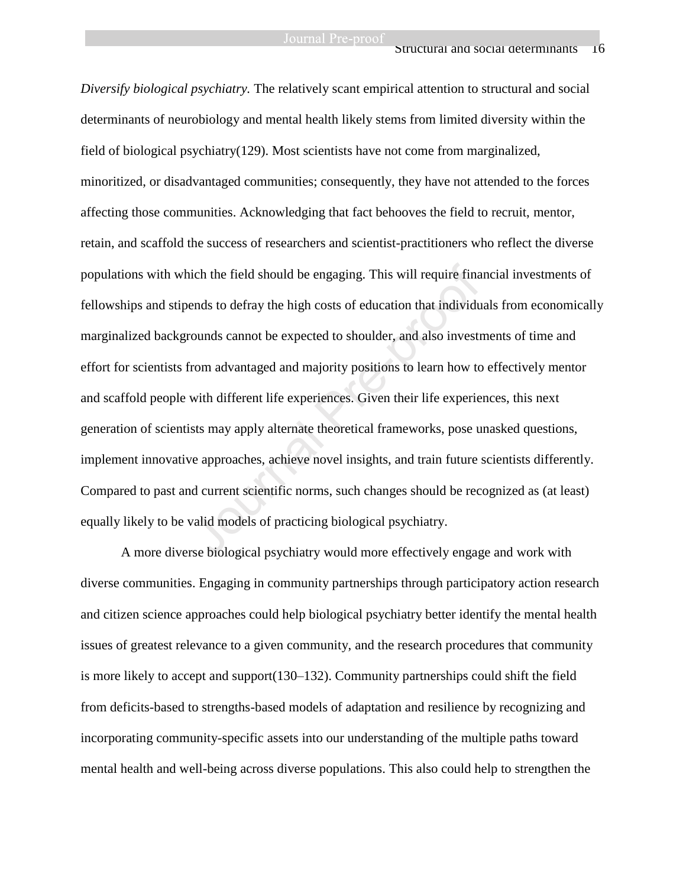*Diversify biological psychiatry.* The relatively scant empirical attention to structural and social determinants of neurobiology and mental health likely stems from limited diversity within the field of biological psychiatry(129). Most scientists have not come from marginalized, minoritized, or disadvantaged communities; consequently, they have not attended to the forces affecting those communities. Acknowledging that fact behooves the field to recruit, mentor, retain, and scaffold the success of researchers and scientist-practitioners who reflect the diverse populations with which the field should be engaging. This will require financial investments of fellowships and stipends to defray the high costs of education that individuals from economically marginalized backgrounds cannot be expected to shoulder, and also investments of time and effort for scientists from advantaged and majority positions to learn how to effectively mentor and scaffold people with different life experiences. Given their life experiences, this next generation of scientists may apply alternate theoretical frameworks, pose unasked questions, implement innovative approaches, achieve novel insights, and train future scientists differently. Compared to past and current scientific norms, such changes should be recognized as (at least) equally likely to be valid models of practicing biological psychiatry.

A more diverse biological psychiatry would more effectively engage and work with diverse communities. Engaging in community partnerships through participatory action research and citizen science approaches could help biological psychiatry better identify the mental health issues of greatest relevance to a given community, and the research procedures that community is more likely to accept and support(130–132). Community partnerships could shift the field from deficits-based to strengths-based models of adaptation and resilience by recognizing and incorporating community-specific assets into our understanding of the multiple paths toward mental health and well-being across diverse populations. This also could help to strengthen the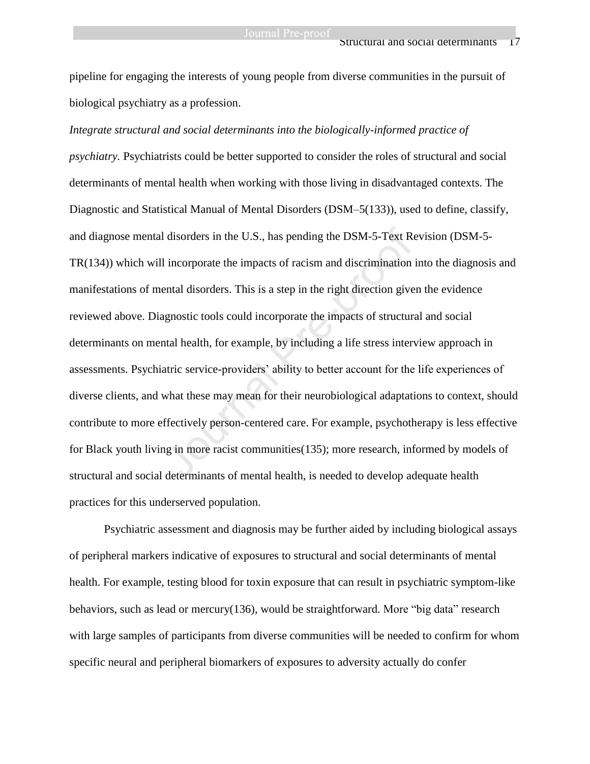pipeline for engaging the interests of young people from diverse communities in the pursuit of biological psychiatry as a profession.

*Integrate structural and social determinants into the biologically-informed practice of psychiatry.* Psychiatrists could be better supported to consider the roles of structural and social determinants of mental health when working with those living in disadvantaged contexts. The Diagnostic and Statistical Manual of Mental Disorders (DSM–5(133)), used to define, classify, and diagnose mental disorders in the U.S., has pending the DSM-5-Text Revision (DSM-5-TR(134)) which will incorporate the impacts of racism and discrimination into the diagnosis and manifestations of mental disorders. This is a step in the right direction given the evidence reviewed above. Diagnostic tools could incorporate the impacts of structural and social determinants on mental health, for example, by including a life stress interview approach in assessments. Psychiatric service-providers' ability to better account for the life experiences of diverse clients, and what these may mean for their neurobiological adaptations to context, should contribute to more effectively person-centered care. For example, psychotherapy is less effective for Black youth living in more racist communities(135); more research, informed by models of structural and social determinants of mental health, is needed to develop adequate health practices for this underserved population.

Psychiatric assessment and diagnosis may be further aided by including biological assays of peripheral markers indicative of exposures to structural and social determinants of mental health. For example, testing blood for toxin exposure that can result in psychiatric symptom-like behaviors, such as lead or mercury(136), would be straightforward. More "big data" research with large samples of participants from diverse communities will be needed to confirm for whom specific neural and peripheral biomarkers of exposures to adversity actually do confer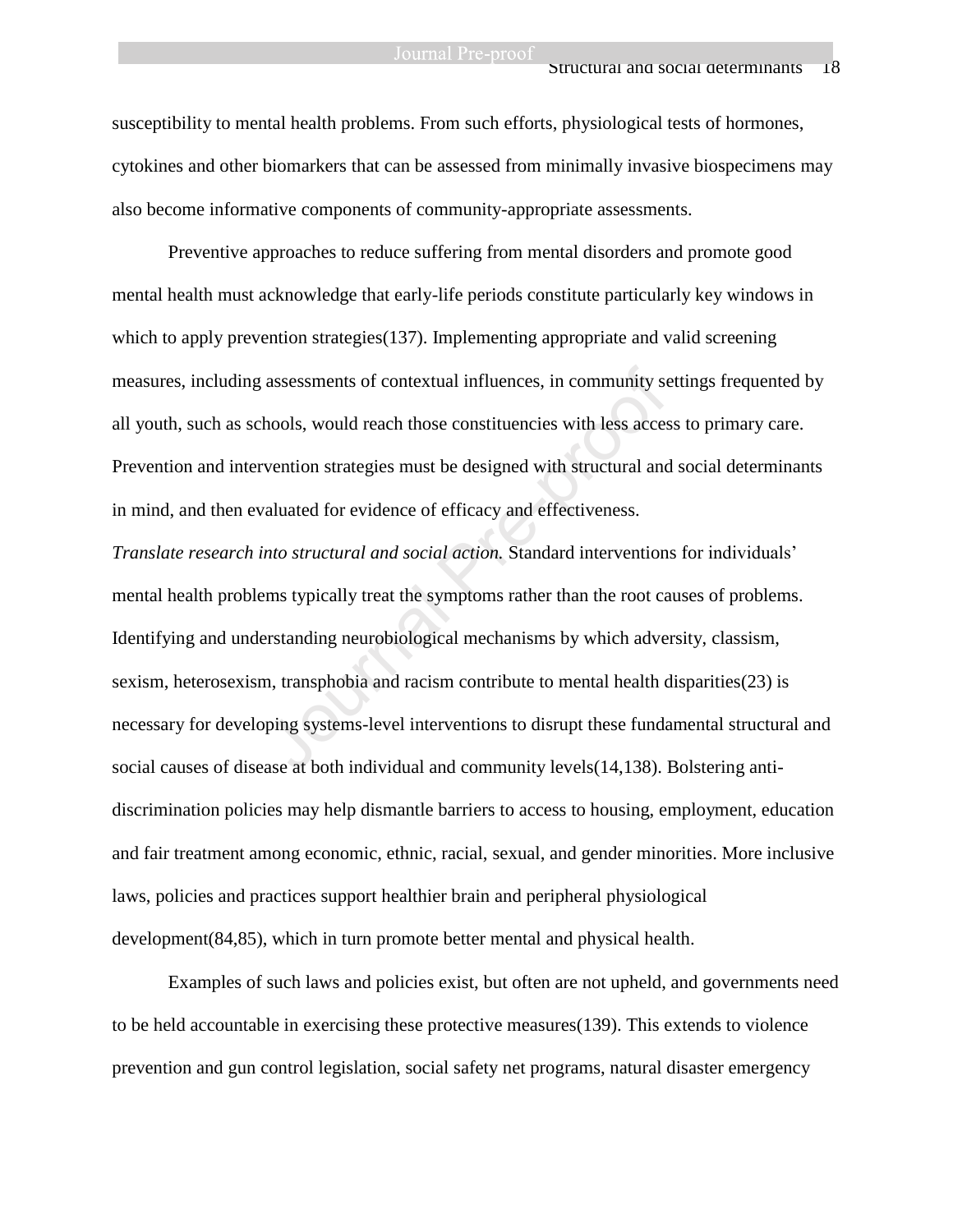susceptibility to mental health problems. From such efforts, physiological tests of hormones, cytokines and other biomarkers that can be assessed from minimally invasive biospecimens may also become informative components of community-appropriate assessments.

Preventive approaches to reduce suffering from mental disorders and promote good mental health must acknowledge that early-life periods constitute particularly key windows in which to apply prevention strategies(137). Implementing appropriate and valid screening measures, including assessments of contextual influences, in community settings frequented by all youth, such as schools, would reach those constituencies with less access to primary care. Prevention and intervention strategies must be designed with structural and social determinants in mind, and then evaluated for evidence of efficacy and effectiveness.

*Translate research into structural and social action.* Standard interventions for individuals' mental health problems typically treat the symptoms rather than the root causes of problems. Identifying and understanding neurobiological mechanisms by which adversity, classism, sexism, heterosexism, transphobia and racism contribute to mental health disparities(23) is necessary for developing systems-level interventions to disrupt these fundamental structural and social causes of disease at both individual and community levels(14,138). Bolstering anti-discrimination policies may help dismantle barriers to access to housing, employment, education and fair treatment among economic, ethnic, racial, sexual, and gender minorities. More inclusive laws, policies and practices support healthier brain and peripheral physiological development(84,85), which in turn promote better mental and physical health.

Examples of such laws and policies exist, but often are not upheld, and governments need to be held accountable in exercising these protective measures(139). This extends to violence prevention and gun control legislation, social safety net programs, natural disaster emergency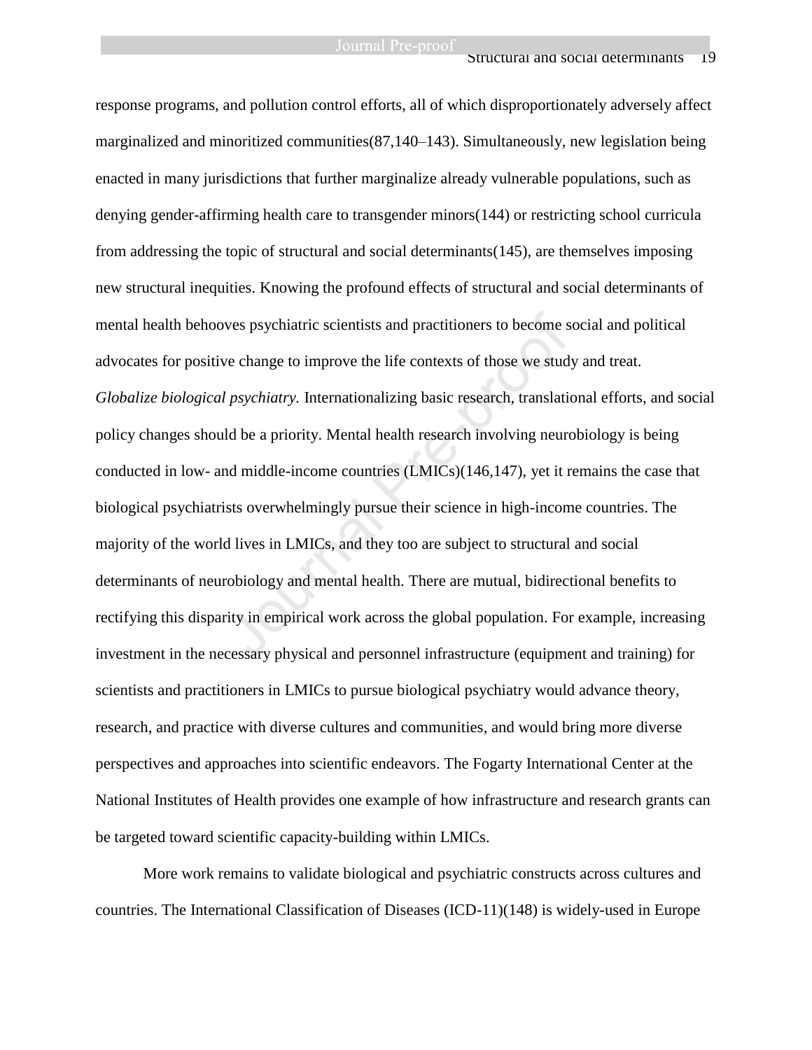response programs, and pollution control efforts, all of which disproportionately adversely affect marginalized and minoritized communities(87,140–143). Simultaneously, new legislation being enacted in many jurisdictions that further marginalize already vulnerable populations, such as denying gender-affirming health care to transgender minors(144) or restricting school curricula from addressing the topic of structural and social determinants(145), are themselves imposing new structural inequities. Knowing the profound effects of structural and social determinants of mental health behooves psychiatric scientists and practitioners to become social and political advocates for positive change to improve the life contexts of those we study and treat.

*Globalize biological psychiatry.* Internationalizing basic research, translational efforts, and social policy changes should be a priority. Mental health research involving neurobiology is being conducted in low- and middle-income countries (LMICs)(146,147), yet it remains the case that biological psychiatrists overwhelmingly pursue their science in high-income countries. The majority of the world lives in LMICs, and they too are subject to structural and social determinants of neurobiology and mental health. There are mutual, bidirectional benefits to rectifying this disparity in empirical work across the global population. For example, increasing investment in the necessary physical and personnel infrastructure (equipment and training) for scientists and practitioners in LMICs to pursue biological psychiatry would advance theory, research, and practice with diverse cultures and communities, and would bring more diverse perspectives and approaches into scientific endeavors. The Fogarty International Center at the National Institutes of Health provides one example of how infrastructure and research grants can be targeted toward scientific capacity-building within LMICs.

More work remains to validate biological and psychiatric constructs across cultures and countries. The International Classification of Diseases (ICD-11)(148) is widely-used in Europe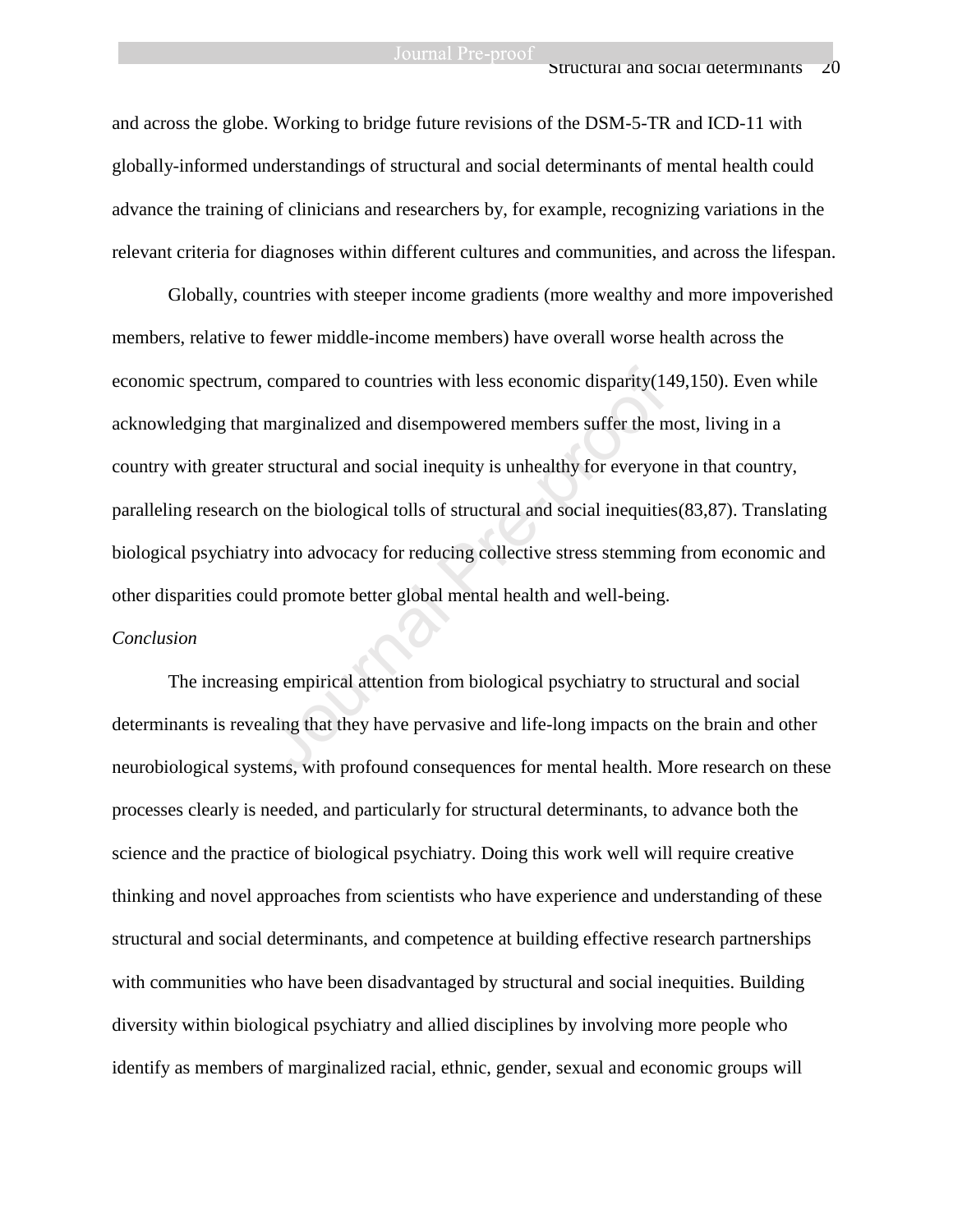and across the globe. Working to bridge future revisions of the DSM-5-TR and ICD-11 with globally-informed understandings of structural and social determinants of mental health could advance the training of clinicians and researchers by, for example, recognizing variations in the relevant criteria for diagnoses within different cultures and communities, and across the lifespan.

Globally, countries with steeper income gradients (more wealthy and more impoverished members, relative to fewer middle-income members) have overall worse health across the economic spectrum, compared to countries with less economic disparity(149,150). Even while acknowledging that marginalized and disempowered members suffer the most, living in a country with greater structural and social inequity is unhealthy for everyone in that country, paralleling research on the biological tolls of structural and social inequities(83,87). Translating biological psychiatry into advocacy for reducing collective stress stemming from economic and other disparities could promote better global mental health and well-being.

*Conclusion*

The increasing empirical attention from biological psychiatry to structural and social determinants is revealing that they have pervasive and life-long impacts on the brain and other neurobiological systems, with profound consequences for mental health. More research on these processes clearly is needed, and particularly for structural determinants, to advance both the science and the practice of biological psychiatry. Doing this work well will require creative thinking and novel approaches from scientists who have experience and understanding of these structural and social determinants, and competence at building effective research partnerships with communities who have been disadvantaged by structural and social inequities. Building diversity within biological psychiatry and allied disciplines by involving more people who identify as members of marginalized racial, ethnic, gender, sexual and economic groups will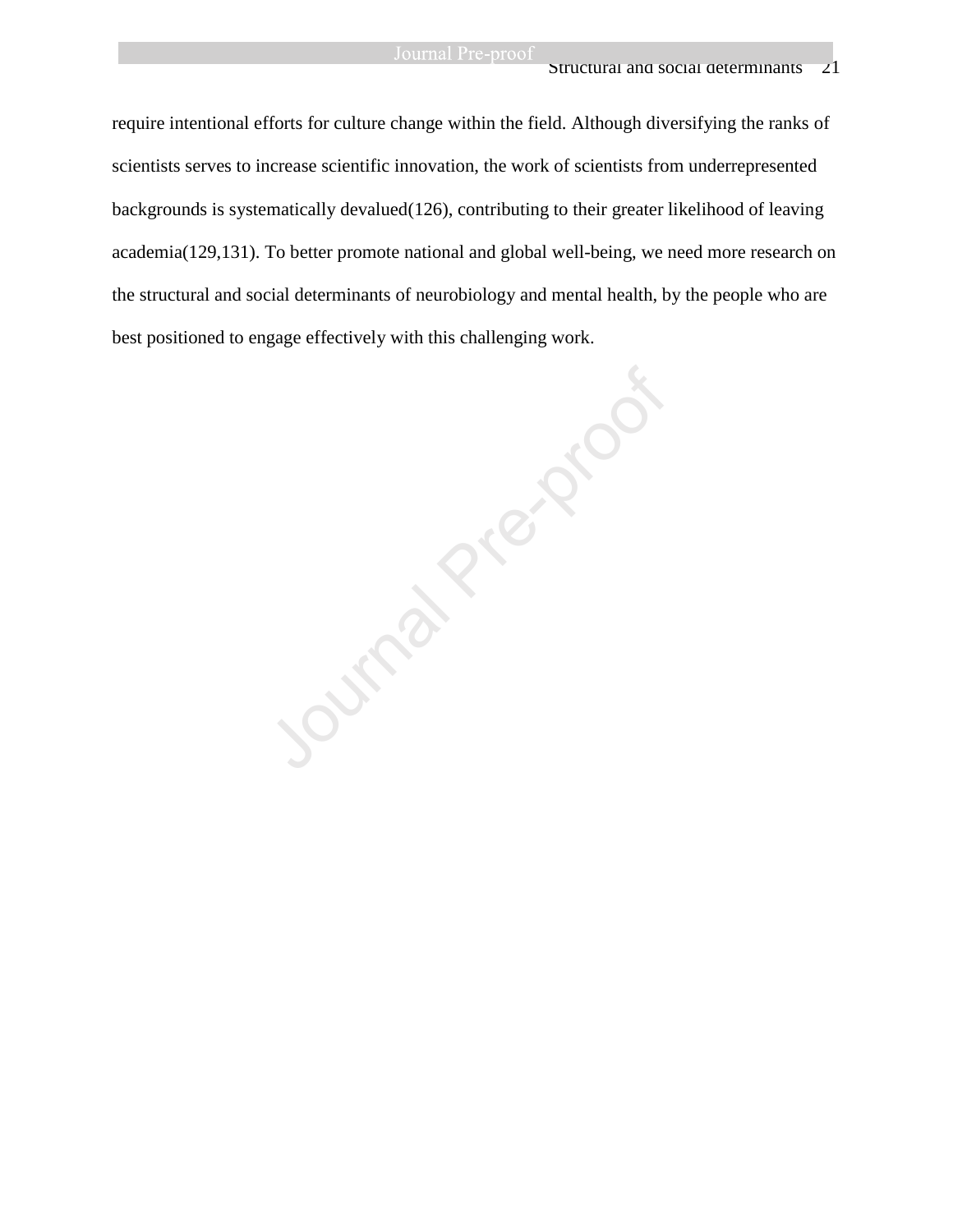require intentional efforts for culture change within the field. Although diversifying the ranks of scientists serves to increase scientific innovation, the work of scientists from underrepresented backgrounds is systematically devalued(126), contributing to their greater likelihood of leaving academia(129,131). To better promote national and global well-being, we need more research on the structural and social determinants of neurobiology and mental health, by the people who are best positioned to engage effectively with this challenging work.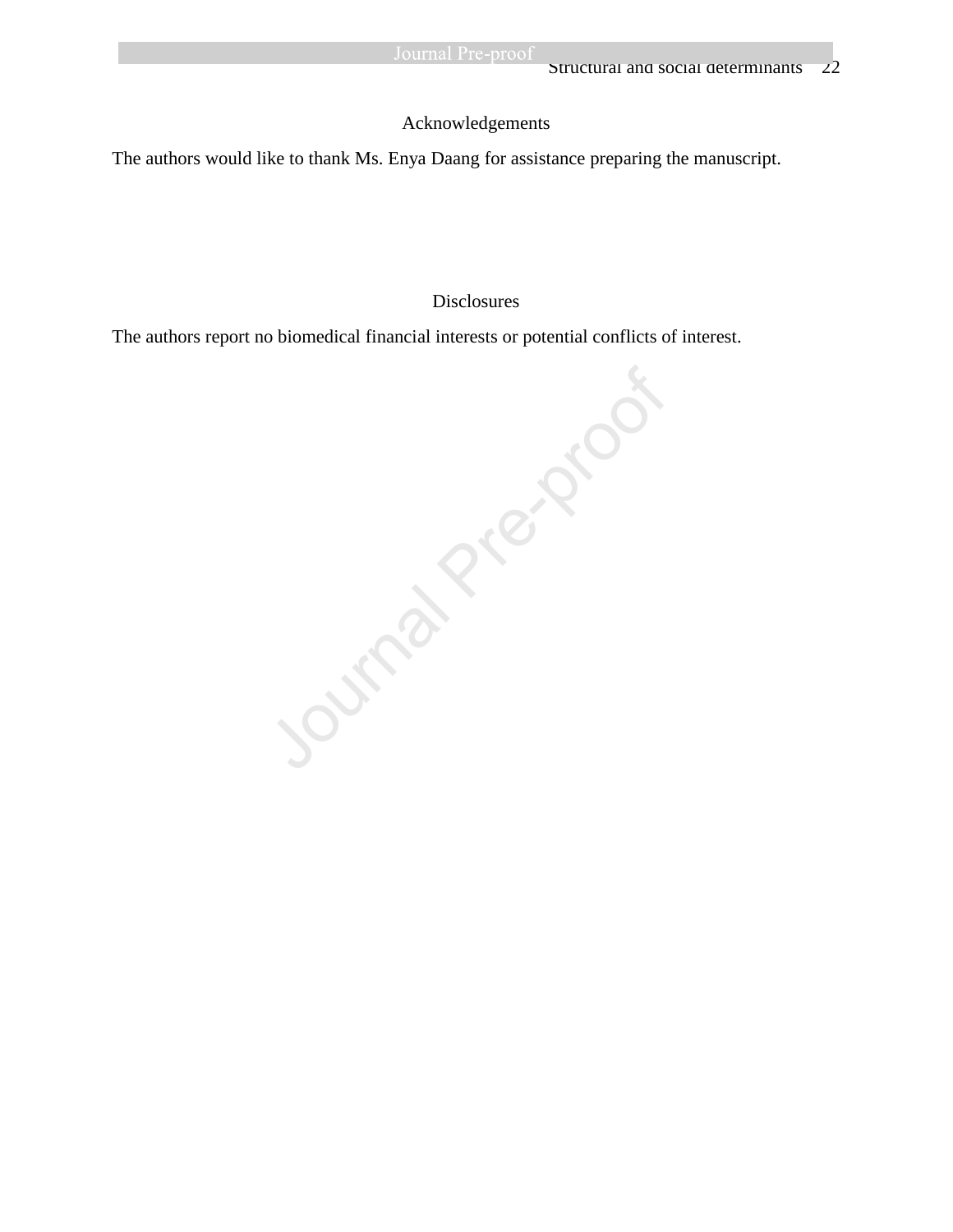## Acknowledgements

The authors would like to thank Ms. Enya Daang for assistance preparing the manuscript.

## Disclosures

The authors report no biomedical financial interests or potential conflicts of interest.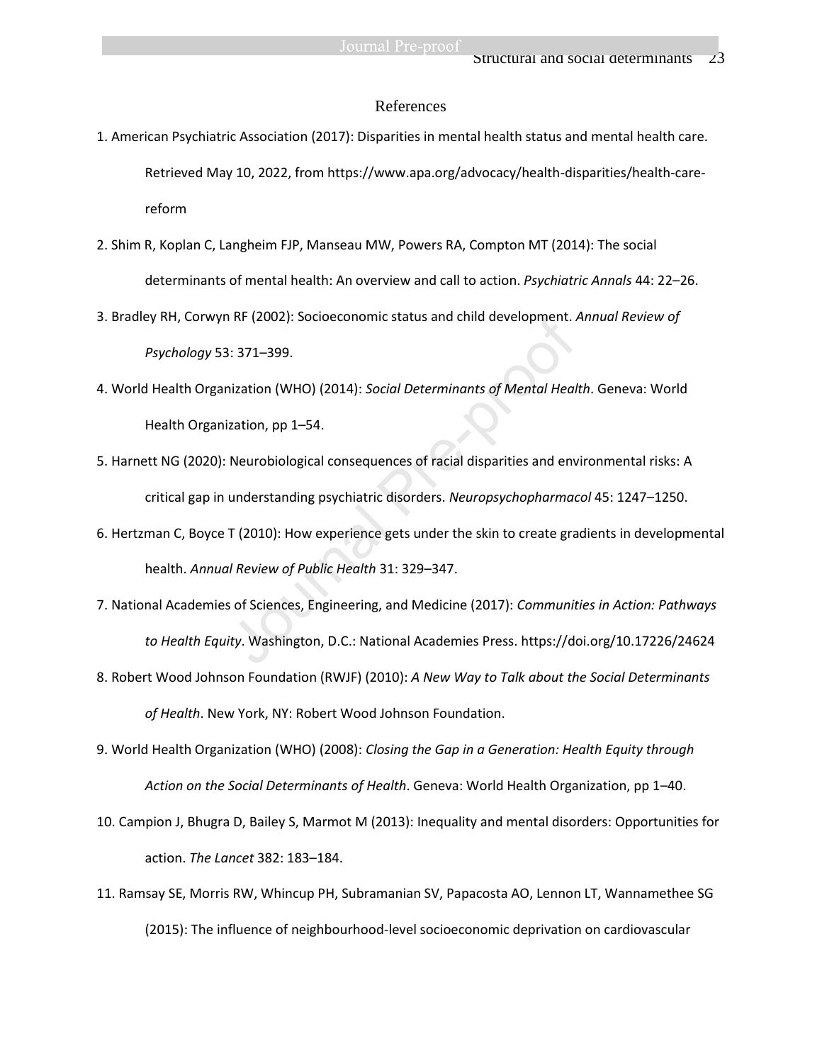## References

1. American Psychiatric Association (2017): Disparities in mental health status and mental health care. Retrieved May 10, 2022, from https://www.apa.org/advocacy/health-disparities/health-care-reform

2. Shim R, Koplan C, Langheim FJP, Manseau MW, Powers RA, Compton MT (2014): The social determinants of mental health: An overview and call to action. *Psychiatric Annals* 44: 22–26.

3. Bradley RH, Corwyn RF (2002): Socioeconomic status and child development. *Annual Review of Psychology* 53: 371–399.

4. World Health Organization (WHO) (2014): *Social Determinants of Mental Health*. Geneva: World Health Organization, pp 1–54.

5. Harnett NG (2020): Neurobiological consequences of racial disparities and environmental risks: A critical gap in understanding psychiatric disorders. *Neuropsychopharmacol* 45: 1247–1250.

6. Hertzman C, Boyce T (2010): How experience gets under the skin to create gradients in developmental health. *Annual Review of Public Health* 31: 329–347.

7. National Academies of Sciences, Engineering, and Medicine (2017): *Communities in Action: Pathways to Health Equity*. Washington, D.C.: National Academies Press. https://doi.org/10.17226/24624

8. Robert Wood Johnson Foundation (RWJF) (2010): *A New Way to Talk about the Social Determinants of Health*. New York, NY: Robert Wood Johnson Foundation.

9. World Health Organization (WHO) (2008): *Closing the Gap in a Generation: Health Equity through Action on the Social Determinants of Health*. Geneva: World Health Organization, pp 1–40.

10. Campion J, Bhugra D, Bailey S, Marmot M (2013): Inequality and mental disorders: Opportunities for action. *The Lancet* 382: 183–184.

11. Ramsay SE, Morris RW, Whincup PH, Subramanian SV, Papacosta AO, Lennon LT, Wannamethee SG (2015): The influence of neighbourhood-level socioeconomic deprivation on cardiovascular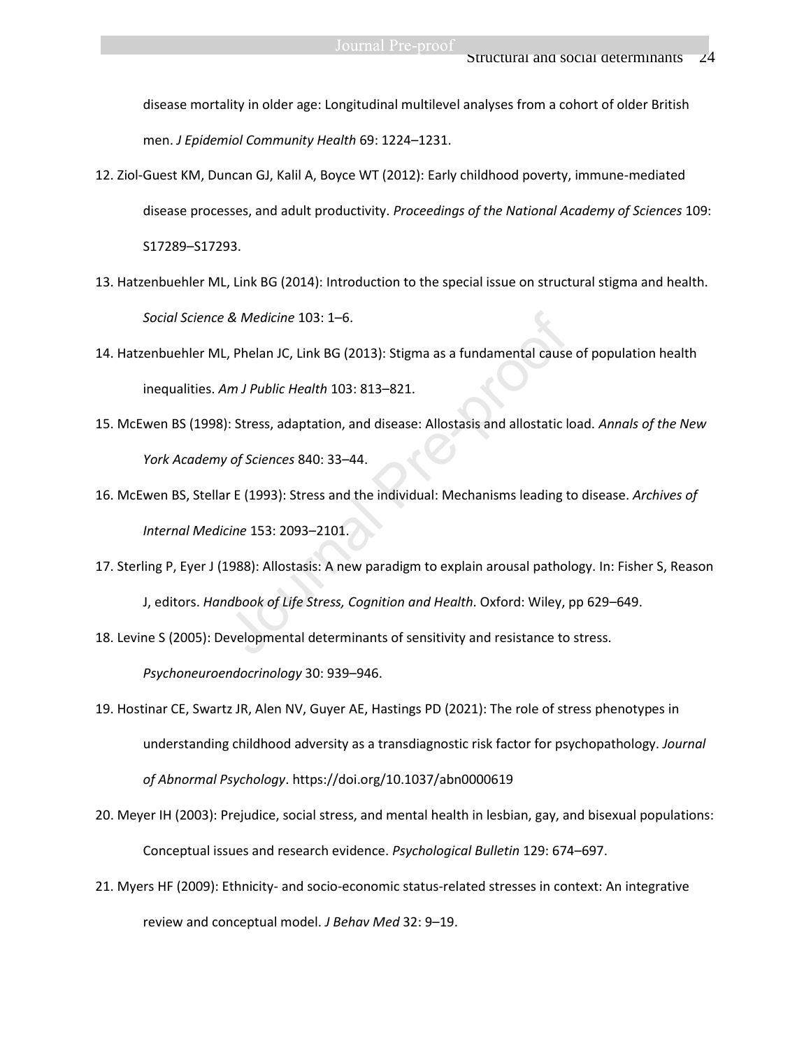disease mortality in older age: Longitudinal multilevel analyses from a cohort of older British men. *J Epidemiol Community Health* 69: 1224–1231.

12. Ziol-Guest KM, Duncan GJ, Kalil A, Boyce WT (2012): Early childhood poverty, immune-mediated disease processes, and adult productivity. *Proceedings of the National Academy of Sciences* 109: S17289–S17293.
13. Hatzenbuehler ML, Link BG (2014): Introduction to the special issue on structural stigma and health. *Social Science & Medicine* 103: 1–6.
14. Hatzenbuehler ML, Phelan JC, Link BG (2013): Stigma as a fundamental cause of population health inequalities. *Am J Public Health* 103: 813–821.
15. McEwen BS (1998): Stress, adaptation, and disease: Allostasis and allostatic load. *Annals of the New York Academy of Sciences* 840: 33–44.
16. McEwen BS, Stellar E (1993): Stress and the individual: Mechanisms leading to disease. *Archives of Internal Medicine* 153: 2093–2101.
17. Sterling P, Eyer J (1988): Allostasis: A new paradigm to explain arousal pathology. In: Fisher S, Reason J, editors. *Handbook of Life Stress, Cognition and Health*. Oxford: Wiley, pp 629–649.
18. Levine S (2005): Developmental determinants of sensitivity and resistance to stress. *Psychoneuroendocrinology* 30: 939–946.
19. Hostinar CE, Swartz JR, Alen NV, Guyer AE, Hastings PD (2021): The role of stress phenotypes in understanding childhood adversity as a transdiagnostic risk factor for psychopathology. *Journal of Abnormal Psychology*. https://doi.org/10.1037/abn0000619
20. Meyer IH (2003): Prejudice, social stress, and mental health in lesbian, gay, and bisexual populations: Conceptual issues and research evidence. *Psychological Bulletin* 129: 674–697.
21. Myers HF (2009): Ethnicity- and socio-economic status-related stresses in context: An integrative review and conceptual model. *J Behav Med* 32: 9–19.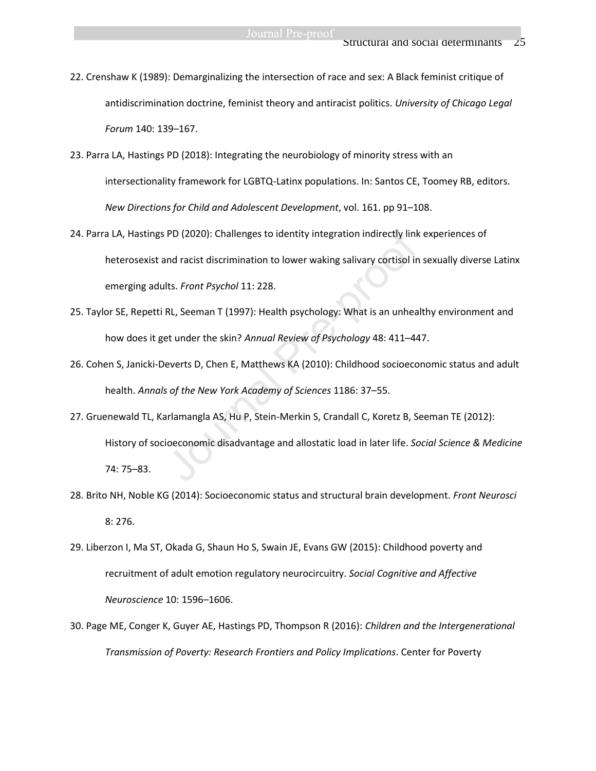22. Crenshaw K (1989): Demarginalizing the intersection of race and sex: A Black feminist critique of antidiscrimination doctrine, feminist theory and antiracist politics. *University of Chicago Legal Forum* 140: 139–167.

23. Parra LA, Hastings PD (2018): Integrating the neurobiology of minority stress with an intersectionality framework for LGBTQ-Latinx populations. In: Santos CE, Toomey RB, editors. *New Directions for Child and Adolescent Development*, vol. 161. pp 91–108.

24. Parra LA, Hastings PD (2020): Challenges to identity integration indirectly link experiences of heterosexist and racist discrimination to lower waking salivary cortisol in sexually diverse Latinx emerging adults. *Front Psychol* 11: 228.

25. Taylor SE, Repetti RL, Seeman T (1997): Health psychology: What is an unhealthy environment and how does it get under the skin? *Annual Review of Psychology* 48: 411–447.

26. Cohen S, Janicki-Deverts D, Chen E, Matthews KA (2010): Childhood socioeconomic status and adult health. *Annals of the New York Academy of Sciences* 1186: 37–55.

27. Gruenewald TL, Karlamangla AS, Hu P, Stein-Merkin S, Crandall C, Koretz B, Seeman TE (2012): History of socioeconomic disadvantage and allostatic load in later life. *Social Science & Medicine* 74: 75–83.

28. Brito NH, Noble KG (2014): Socioeconomic status and structural brain development. *Front Neurosci* 8: 276.

29. Liberzon I, Ma ST, Okada G, Shaun Ho S, Swain JE, Evans GW (2015): Childhood poverty and recruitment of adult emotion regulatory neurocircuitry. *Social Cognitive and Affective Neuroscience* 10: 1596–1606.

30. Page ME, Conger K, Guyer AE, Hastings PD, Thompson R (2016): *Children and the Intergenerational Transmission of Poverty: Research Frontiers and Policy Implications*. Center for Poverty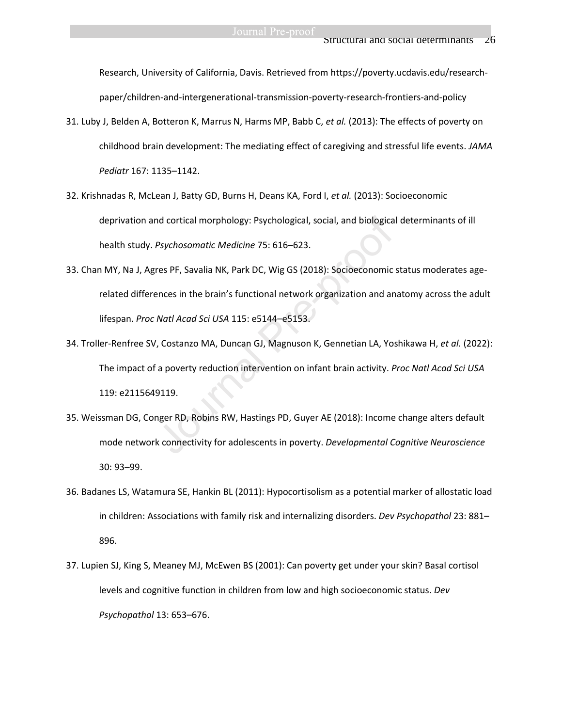Research, University of California, Davis. Retrieved from https://poverty.ucdavis.edu/research-paper/children-and-intergenerational-transmission-poverty-research-frontiers-and-policy

31. Luby J, Belden A, Botteron K, Marrus N, Harms MP, Babb C, *et al.* (2013): The effects of poverty on childhood brain development: The mediating effect of caregiving and stressful life events. *JAMA Pediatr* 167: 1135–1142.

32. Krishnadas R, McLean J, Batty GD, Burns H, Deans KA, Ford I, *et al.* (2013): Socioeconomic deprivation and cortical morphology: Psychological, social, and biological determinants of ill health study. *Psychosomatic Medicine* 75: 616–623.

33. Chan MY, Na J, Agres PF, Savalia NK, Park DC, Wig GS (2018): Socioeconomic status moderates age-related differences in the brain's functional network organization and anatomy across the adult lifespan. *Proc Natl Acad Sci USA* 115: e5144–e5153.

34. Troller-Renfree SV, Costanzo MA, Duncan GJ, Magnuson K, Gennetian LA, Yoshikawa H, *et al.* (2022): The impact of a poverty reduction intervention on infant brain activity. *Proc Natl Acad Sci USA* 119: e2115649119.

35. Weissman DG, Conger RD, Robins RW, Hastings PD, Guyer AE (2018): Income change alters default mode network connectivity for adolescents in poverty. *Developmental Cognitive Neuroscience* 30: 93–99.

36. Badanes LS, Watamura SE, Hankin BL (2011): Hypocortisolism as a potential marker of allostatic load in children: Associations with family risk and internalizing disorders. *Dev Psychopathol* 23: 881–896.

37. Lupien SJ, King S, Meaney MJ, McEwen BS (2001): Can poverty get under your skin? Basal cortisol levels and cognitive function in children from low and high socioeconomic status. *Dev Psychopathol* 13: 653–676.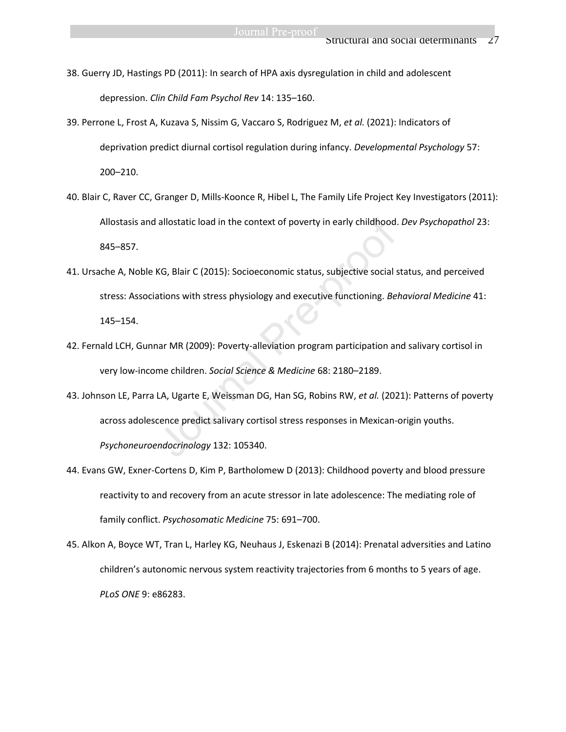38. Guerry JD, Hastings PD (2011): In search of HPA axis dysregulation in child and adolescent depression. *Clin Child Fam Psychol Rev* 14: 135–160.

39. Perrone L, Frost A, Kuzava S, Nissim G, Vaccaro S, Rodriguez M, *et al.* (2021): Indicators of deprivation predict diurnal cortisol regulation during infancy. *Developmental Psychology* 57: 200–210.

40. Blair C, Raver CC, Granger D, Mills-Koonce R, Hibel L, The Family Life Project Key Investigators (2011): Allostasis and allostatic load in the context of poverty in early childhood. *Dev Psychopathol* 23: 845–857.

41. Ursache A, Noble KG, Blair C (2015): Socioeconomic status, subjective social status, and perceived stress: Associations with stress physiology and executive functioning. *Behavioral Medicine* 41: 145–154.

42. Fernald LCH, Gunnar MR (2009): Poverty-alleviation program participation and salivary cortisol in very low-income children. *Social Science & Medicine* 68: 2180–2189.

43. Johnson LE, Parra LA, Ugarte E, Weissman DG, Han SG, Robins RW, *et al.* (2021): Patterns of poverty across adolescence predict salivary cortisol stress responses in Mexican-origin youths. *Psychoneuroendocrinology* 132: 105340.

44. Evans GW, Exner-Cortens D, Kim P, Bartholomew D (2013): Childhood poverty and blood pressure reactivity to and recovery from an acute stressor in late adolescence: The mediating role of family conflict. *Psychosomatic Medicine* 75: 691–700.

45. Alkon A, Boyce WT, Tran L, Harley KG, Neuhaus J, Eskenazi B (2014): Prenatal adversities and Latino children's autonomic nervous system reactivity trajectories from 6 months to 5 years of age. *PLoS ONE* 9: e86283.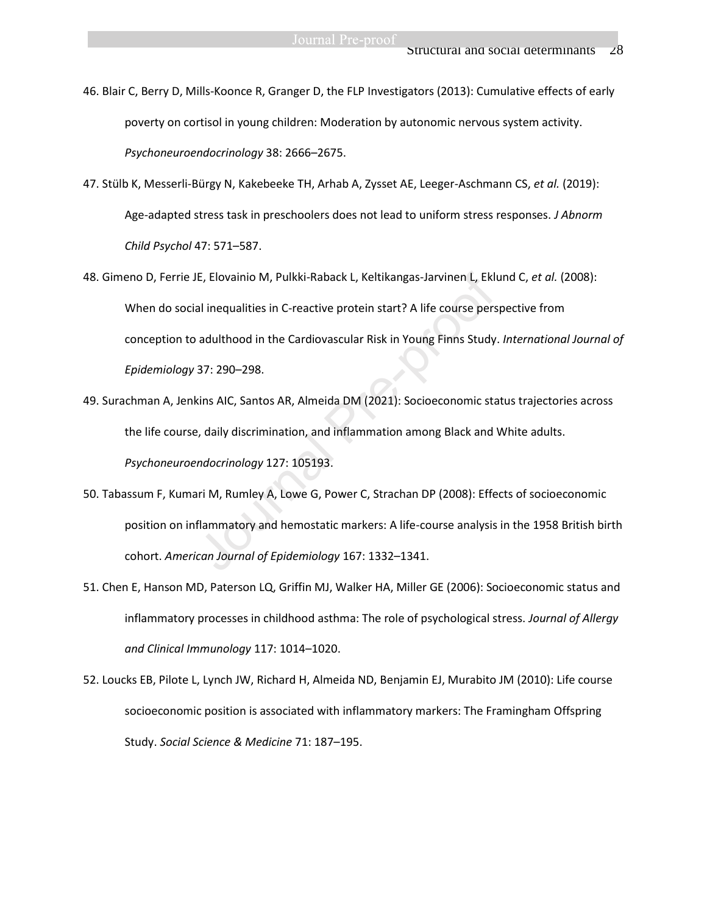46. Blair C, Berry D, Mills-Koonce R, Granger D, the FLP Investigators (2013): Cumulative effects of early poverty on cortisol in young children: Moderation by autonomic nervous system activity. *Psychoneuroendocrinology* 38: 2666–2675.

47. Stülb K, Messerli-Bürgy N, Kakebeeke TH, Arhab A, Zysset AE, Leeger-Aschmann CS, *et al.* (2019): Age-adapted stress task in preschoolers does not lead to uniform stress responses. *J Abnorm Child Psychol* 47: 571–587.

48. Gimeno D, Ferrie JE, Elovainio M, Pulkki-Raback L, Keltikangas-Jarvinen L, Eklund C, *et al.* (2008): When do social inequalities in C-reactive protein start? A life course perspective from conception to adulthood in the Cardiovascular Risk in Young Finns Study. *International Journal of Epidemiology* 37: 290–298.

49. Surachman A, Jenkins AIC, Santos AR, Almeida DM (2021): Socioeconomic status trajectories across the life course, daily discrimination, and inflammation among Black and White adults. *Psychoneuroendocrinology* 127: 105193.

50. Tabassum F, Kumari M, Rumley A, Lowe G, Power C, Strachan DP (2008): Effects of socioeconomic position on inflammatory and hemostatic markers: A life-course analysis in the 1958 British birth cohort. *American Journal of Epidemiology* 167: 1332–1341.

51. Chen E, Hanson MD, Paterson LQ, Griffin MJ, Walker HA, Miller GE (2006): Socioeconomic status and inflammatory processes in childhood asthma: The role of psychological stress. *Journal of Allergy and Clinical Immunology* 117: 1014–1020.

52. Loucks EB, Pilote L, Lynch JW, Richard H, Almeida ND, Benjamin EJ, Murabito JM (2010): Life course socioeconomic position is associated with inflammatory markers: The Framingham Offspring Study. *Social Science & Medicine* 71: 187–195.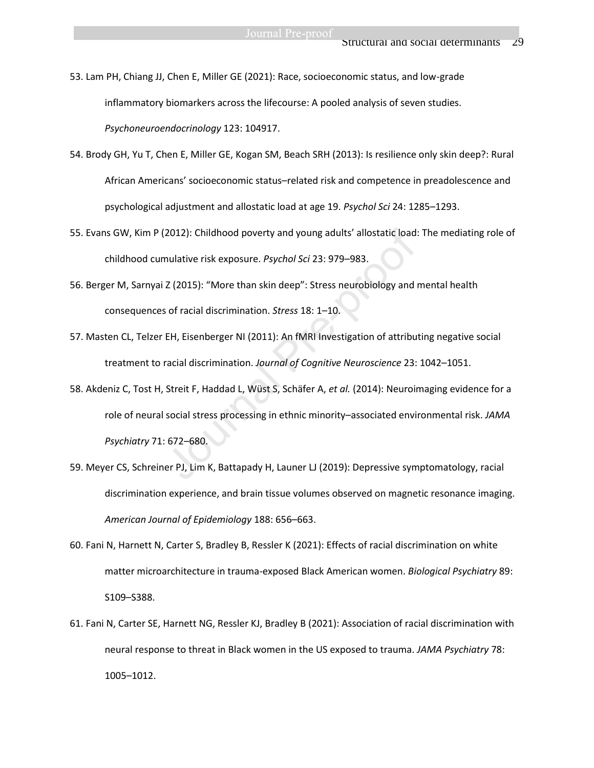53. Lam PH, Chiang JJ, Chen E, Miller GE (2021): Race, socioeconomic status, and low-grade inflammatory biomarkers across the lifecourse: A pooled analysis of seven studies. *Psychoneuroendocrinology* 123: 104917.

54. Brody GH, Yu T, Chen E, Miller GE, Kogan SM, Beach SRH (2013): Is resilience only skin deep?: Rural African Americans' socioeconomic status–related risk and competence in preadolescence and psychological adjustment and allostatic load at age 19. *Psychol Sci* 24: 1285–1293.

55. Evans GW, Kim P (2012): Childhood poverty and young adults' allostatic load: The mediating role of childhood cumulative risk exposure. *Psychol Sci* 23: 979–983.

56. Berger M, Sarnyai Z (2015): "More than skin deep": Stress neurobiology and mental health consequences of racial discrimination. *Stress* 18: 1–10.

57. Masten CL, Telzer EH, Eisenberger NI (2011): An fMRI Investigation of attributing negative social treatment to racial discrimination. *Journal of Cognitive Neuroscience* 23: 1042–1051.

58. Akdeniz C, Tost H, Streit F, Haddad L, Wüst S, Schäfer A, *et al.* (2014): Neuroimaging evidence for a role of neural social stress processing in ethnic minority–associated environmental risk. *JAMA Psychiatry* 71: 672–680.

59. Meyer CS, Schreiner PJ, Lim K, Battapady H, Launer LJ (2019): Depressive symptomatology, racial discrimination experience, and brain tissue volumes observed on magnetic resonance imaging. *American Journal of Epidemiology* 188: 656–663.

60. Fani N, Harnett N, Carter S, Bradley B, Ressler K (2021): Effects of racial discrimination on white matter microarchitecture in trauma-exposed Black American women. *Biological Psychiatry* 89: S109–S388.

61. Fani N, Carter SE, Harnett NG, Ressler KJ, Bradley B (2021): Association of racial discrimination with neural response to threat in Black women in the US exposed to trauma. *JAMA Psychiatry* 78: 1005–1012.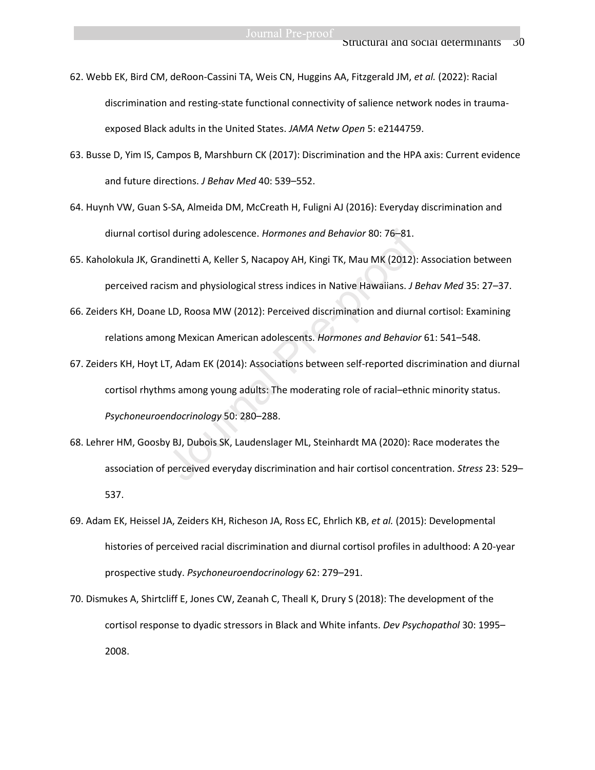62. Webb EK, Bird CM, deRoon-Cassini TA, Weis CN, Huggins AA, Fitzgerald JM, *et al.* (2022): Racial discrimination and resting-state functional connectivity of salience network nodes in trauma-exposed Black adults in the United States. *JAMA Netw Open* 5: e2144759.

63. Busse D, Yim IS, Campos B, Marshburn CK (2017): Discrimination and the HPA axis: Current evidence and future directions. *J Behav Med* 40: 539–552.

64. Huynh VW, Guan S-SA, Almeida DM, McCreath H, Fuligni AJ (2016): Everyday discrimination and diurnal cortisol during adolescence. *Hormones and Behavior* 80: 76–81.

65. Kaholokula JK, Grandinetti A, Keller S, Nacapoy AH, Kingi TK, Mau MK (2012): Association between perceived racism and physiological stress indices in Native Hawaiians. *J Behav Med* 35: 27–37.

66. Zeiders KH, Doane LD, Roosa MW (2012): Perceived discrimination and diurnal cortisol: Examining relations among Mexican American adolescents. *Hormones and Behavior* 61: 541–548.

67. Zeiders KH, Hoyt LT, Adam EK (2014): Associations between self-reported discrimination and diurnal cortisol rhythms among young adults: The moderating role of racial–ethnic minority status. *Psychoneuroendocrinology* 50: 280–288.

68. Lehrer HM, Goosby BJ, Dubois SK, Laudenslager ML, Steinhardt MA (2020): Race moderates the association of perceived everyday discrimination and hair cortisol concentration. *Stress* 23: 529–537.

69. Adam EK, Heissel JA, Zeiders KH, Richeson JA, Ross EC, Ehrlich KB, *et al.* (2015): Developmental histories of perceived racial discrimination and diurnal cortisol profiles in adulthood: A 20-year prospective study. *Psychoneuroendocrinology* 62: 279–291.

70. Dismukes A, Shirtcliff E, Jones CW, Zeanah C, Theall K, Drury S (2018): The development of the cortisol response to dyadic stressors in Black and White infants. *Dev Psychopathol* 30: 1995–2008.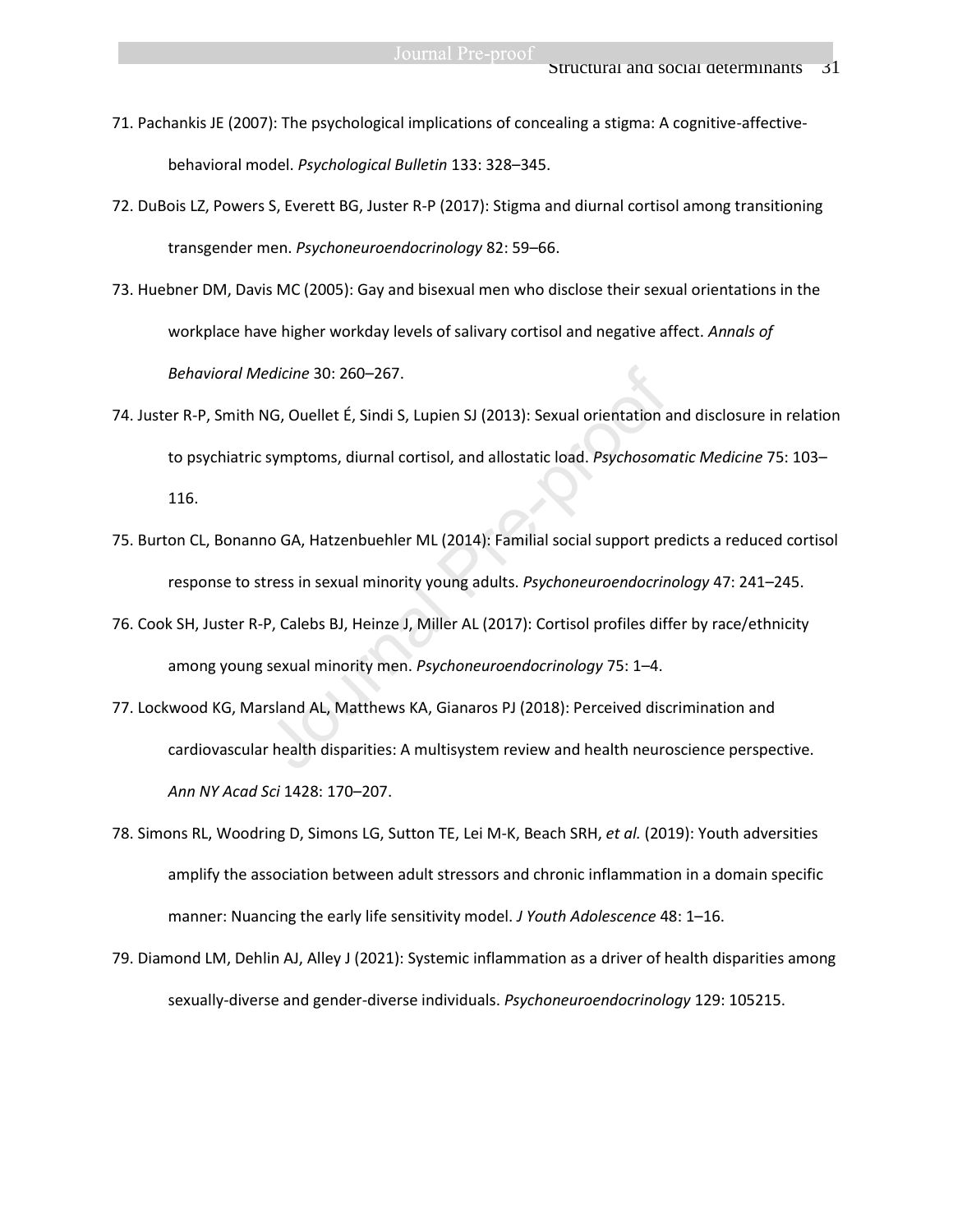71. Pachankis JE (2007): The psychological implications of concealing a stigma: A cognitive-affective-behavioral model. *Psychological Bulletin* 133: 328–345.

72. DuBois LZ, Powers S, Everett BG, Juster R-P (2017): Stigma and diurnal cortisol among transitioning transgender men. *Psychoneuroendocrinology* 82: 59–66.

73. Huebner DM, Davis MC (2005): Gay and bisexual men who disclose their sexual orientations in the workplace have higher workday levels of salivary cortisol and negative affect. *Annals of Behavioral Medicine* 30: 260–267.

74. Juster R-P, Smith NG, Ouellet É, Sindi S, Lupien SJ (2013): Sexual orientation and disclosure in relation to psychiatric symptoms, diurnal cortisol, and allostatic load. *Psychosomatic Medicine* 75: 103–116.

75. Burton CL, Bonanno GA, Hatzenbuehler ML (2014): Familial social support predicts a reduced cortisol response to stress in sexual minority young adults. *Psychoneuroendocrinology* 47: 241–245.

76. Cook SH, Juster R-P, Calebs BJ, Heinze J, Miller AL (2017): Cortisol profiles differ by race/ethnicity among young sexual minority men. *Psychoneuroendocrinology* 75: 1–4.

77. Lockwood KG, Marsland AL, Matthews KA, Gianaros PJ (2018): Perceived discrimination and cardiovascular health disparities: A multisystem review and health neuroscience perspective. *Ann NY Acad Sci* 1428: 170–207.

78. Simons RL, Woodring D, Simons LG, Sutton TE, Lei M-K, Beach SRH, *et al.* (2019): Youth adversities amplify the association between adult stressors and chronic inflammation in a domain specific manner: Nuancing the early life sensitivity model. *J Youth Adolescence* 48: 1–16.

79. Diamond LM, Dehlin AJ, Alley J (2021): Systemic inflammation as a driver of health disparities among sexually-diverse and gender-diverse individuals. *Psychoneuroendocrinology* 129: 105215.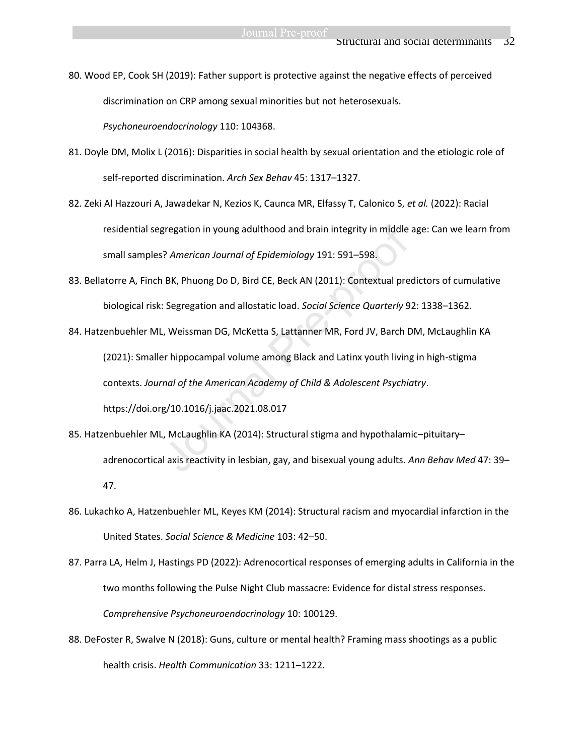80. Wood EP, Cook SH (2019): Father support is protective against the negative effects of perceived discrimination on CRP among sexual minorities but not heterosexuals. *Psychoneuroendocrinology* 110: 104368.

81. Doyle DM, Molix L (2016): Disparities in social health by sexual orientation and the etiologic role of self-reported discrimination. *Arch Sex Behav* 45: 1317–1327.

82. Zeki Al Hazzouri A, Jawadekar N, Kezios K, Caunca MR, Elfassy T, Calonico S, *et al.* (2022): Racial residential segregation in young adulthood and brain integrity in middle age: Can we learn from small samples? *American Journal of Epidemiology* 191: 591–598.

83. Bellatorre A, Finch BK, Phuong Do D, Bird CE, Beck AN (2011): Contextual predictors of cumulative biological risk: Segregation and allostatic load. *Social Science Quarterly* 92: 1338–1362.

84. Hatzenbuehler ML, Weissman DG, McKetta S, Lattanner MR, Ford JV, Barch DM, McLaughlin KA (2021): Smaller hippocampal volume among Black and Latinx youth living in high-stigma contexts. *Journal of the American Academy of Child & Adolescent Psychiatry*. https://doi.org/10.1016/j.jaac.2021.08.017

85. Hatzenbuehler ML, McLaughlin KA (2014): Structural stigma and hypothalamic–pituitary–adrenocortical axis reactivity in lesbian, gay, and bisexual young adults. *Ann Behav Med* 47: 39–47.

86. Lukachko A, Hatzenbuehler ML, Keyes KM (2014): Structural racism and myocardial infarction in the United States. *Social Science & Medicine* 103: 42–50.

87. Parra LA, Helm J, Hastings PD (2022): Adrenocortical responses of emerging adults in California in the two months following the Pulse Night Club massacre: Evidence for distal stress responses. *Comprehensive Psychoneuroendocrinology* 10: 100129.

88. DeFoster R, Swalve N (2018): Guns, culture or mental health? Framing mass shootings as a public health crisis. *Health Communication* 33: 1211–1222.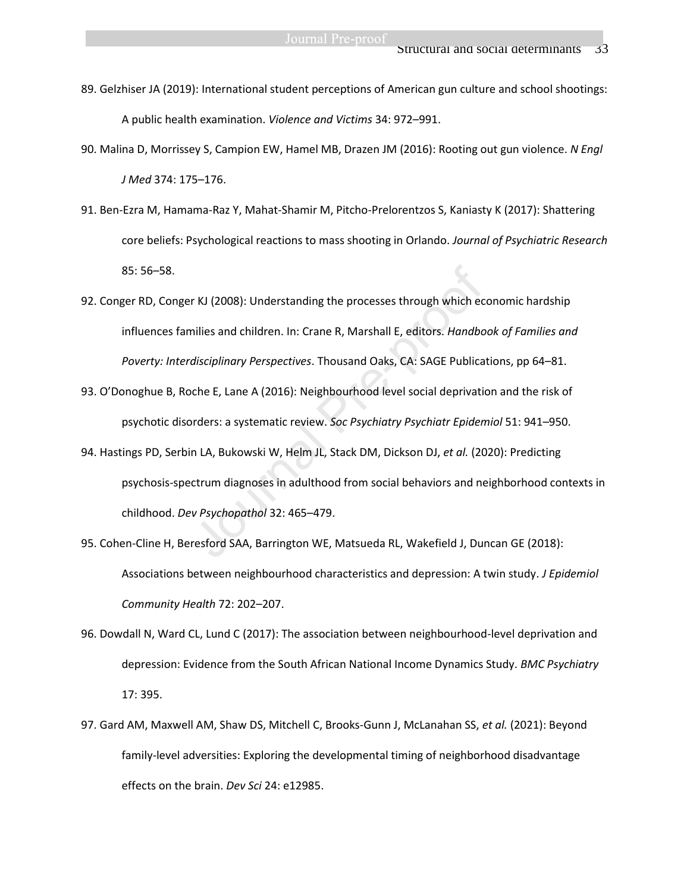89. Gelzhiser JA (2019): International student perceptions of American gun culture and school shootings: A public health examination. *Violence and Victims* 34: 972–991.

90. Malina D, Morrissey S, Campion EW, Hamel MB, Drazen JM (2016): Rooting out gun violence. *N Engl J Med* 374: 175–176.

91. Ben-Ezra M, Hamama-Raz Y, Mahat-Shamir M, Pitcho-Prelorentzos S, Kaniasty K (2017): Shattering core beliefs: Psychological reactions to mass shooting in Orlando. *Journal of Psychiatric Research* 85: 56–58.

92. Conger RD, Conger KJ (2008): Understanding the processes through which economic hardship influences families and children. In: Crane R, Marshall E, editors. *Handbook of Families and Poverty: Interdisciplinary Perspectives*. Thousand Oaks, CA: SAGE Publications, pp 64–81.

93. O'Donoghue B, Roche E, Lane A (2016): Neighbourhood level social deprivation and the risk of psychotic disorders: a systematic review. *Soc Psychiatry Psychiatr Epidemiol* 51: 941–950.

94. Hastings PD, Serbin LA, Bukowski W, Helm JL, Stack DM, Dickson DJ, *et al.* (2020): Predicting psychosis-spectrum diagnoses in adulthood from social behaviors and neighborhood contexts in childhood. *Dev Psychopathol* 32: 465–479.

95. Cohen-Cline H, Beresford SAA, Barrington WE, Matsueda RL, Wakefield J, Duncan GE (2018): Associations between neighbourhood characteristics and depression: A twin study. *J Epidemiol Community Health* 72: 202–207.

96. Dowdall N, Ward CL, Lund C (2017): The association between neighbourhood-level deprivation and depression: Evidence from the South African National Income Dynamics Study. *BMC Psychiatry* 17: 395.

97. Gard AM, Maxwell AM, Shaw DS, Mitchell C, Brooks-Gunn J, McLanahan SS, *et al.* (2021): Beyond family-level adversities: Exploring the developmental timing of neighborhood disadvantage effects on the brain. *Dev Sci* 24: e12985.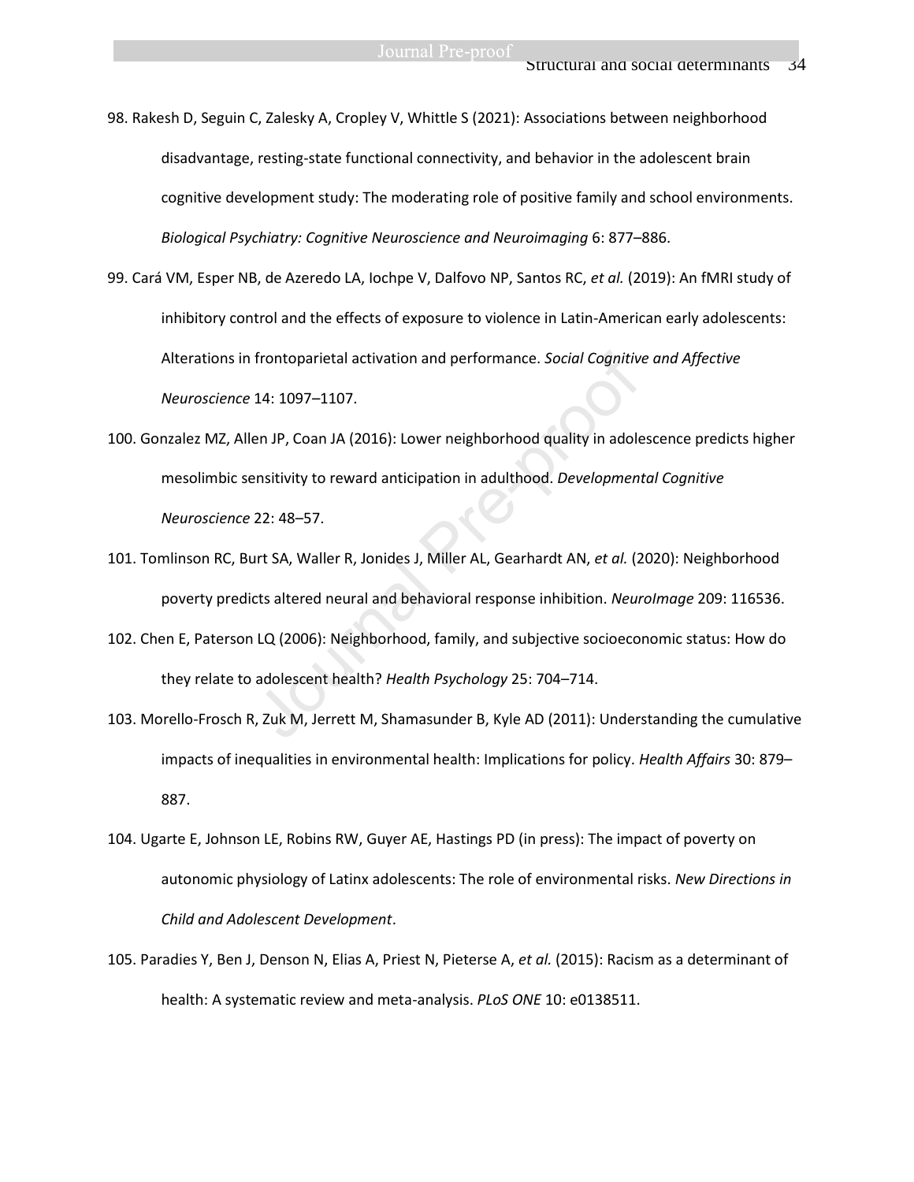98. Rakesh D, Seguin C, Zalesky A, Cropley V, Whittle S (2021): Associations between neighborhood disadvantage, resting-state functional connectivity, and behavior in the adolescent brain cognitive development study: The moderating role of positive family and school environments. *Biological Psychiatry: Cognitive Neuroscience and Neuroimaging* 6: 877–886.

99. Cará VM, Esper NB, de Azeredo LA, Iochpe V, Dalfovo NP, Santos RC, *et al.* (2019): An fMRI study of inhibitory control and the effects of exposure to violence in Latin-American early adolescents: Alterations in frontoparietal activation and performance. *Social Cognitive and Affective Neuroscience* 14: 1097–1107.

100. Gonzalez MZ, Allen JP, Coan JA (2016): Lower neighborhood quality in adolescence predicts higher mesolimbic sensitivity to reward anticipation in adulthood. *Developmental Cognitive Neuroscience* 22: 48–57.

101. Tomlinson RC, Burt SA, Waller R, Jonides J, Miller AL, Gearhardt AN, *et al.* (2020): Neighborhood poverty predicts altered neural and behavioral response inhibition. *NeuroImage* 209: 116536.

102. Chen E, Paterson LQ (2006): Neighborhood, family, and subjective socioeconomic status: How do they relate to adolescent health? *Health Psychology* 25: 704–714.

103. Morello-Frosch R, Zuk M, Jerrett M, Shamasunder B, Kyle AD (2011): Understanding the cumulative impacts of inequalities in environmental health: Implications for policy. *Health Affairs* 30: 879–887.

104. Ugarte E, Johnson LE, Robins RW, Guyer AE, Hastings PD (in press): The impact of poverty on autonomic physiology of Latinx adolescents: The role of environmental risks. *New Directions in Child and Adolescent Development*.

105. Paradies Y, Ben J, Denson N, Elias A, Priest N, Pieterse A, *et al.* (2015): Racism as a determinant of health: A systematic review and meta-analysis. *PLoS ONE* 10: e0138511.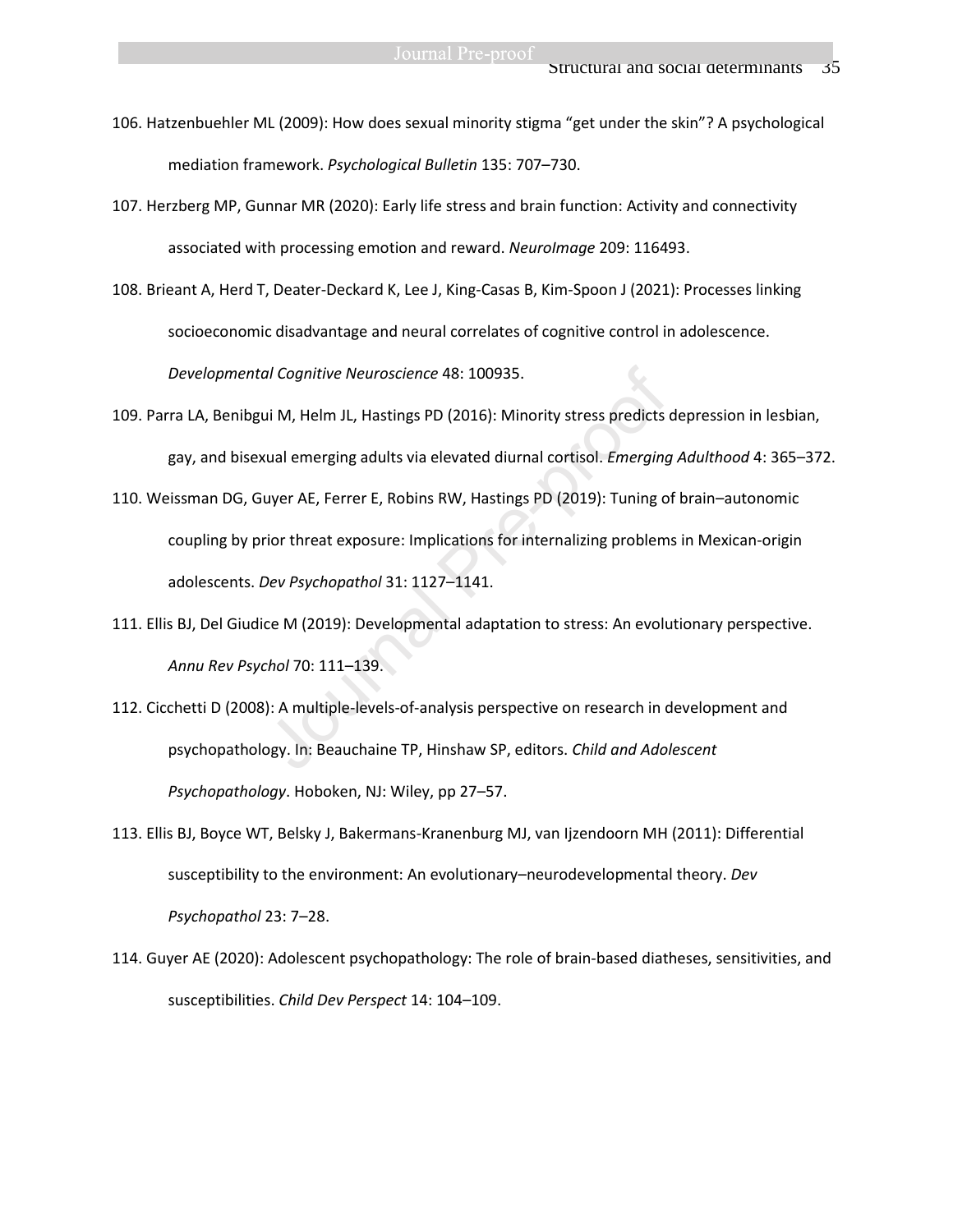106. Hatzenbuehler ML (2009): How does sexual minority stigma "get under the skin"? A psychological mediation framework. *Psychological Bulletin* 135: 707–730.

107. Herzberg MP, Gunnar MR (2020): Early life stress and brain function: Activity and connectivity associated with processing emotion and reward. *NeuroImage* 209: 116493.

108. Brieant A, Herd T, Deater-Deckard K, Lee J, King-Casas B, Kim-Spoon J (2021): Processes linking socioeconomic disadvantage and neural correlates of cognitive control in adolescence. *Developmental Cognitive Neuroscience* 48: 100935.

109. Parra LA, Benibgui M, Helm JL, Hastings PD (2016): Minority stress predicts depression in lesbian, gay, and bisexual emerging adults via elevated diurnal cortisol. *Emerging Adulthood* 4: 365–372.

110. Weissman DG, Guyer AE, Ferrer E, Robins RW, Hastings PD (2019): Tuning of brain–autonomic coupling by prior threat exposure: Implications for internalizing problems in Mexican-origin adolescents. *Dev Psychopathol* 31: 1127–1141.

111. Ellis BJ, Del Giudice M (2019): Developmental adaptation to stress: An evolutionary perspective. *Annu Rev Psychol* 70: 111–139.

112. Cicchetti D (2008): A multiple-levels-of-analysis perspective on research in development and psychopathology. In: Beauchaine TP, Hinshaw SP, editors. *Child and Adolescent Psychopathology*. Hoboken, NJ: Wiley, pp 27–57.

113. Ellis BJ, Boyce WT, Belsky J, Bakermans-Kranenburg MJ, van Ijzendoorn MH (2011): Differential susceptibility to the environment: An evolutionary–neurodevelopmental theory. *Dev Psychopathol* 23: 7–28.

114. Guyer AE (2020): Adolescent psychopathology: The role of brain-based diatheses, sensitivities, and susceptibilities. *Child Dev Perspect* 14: 104–109.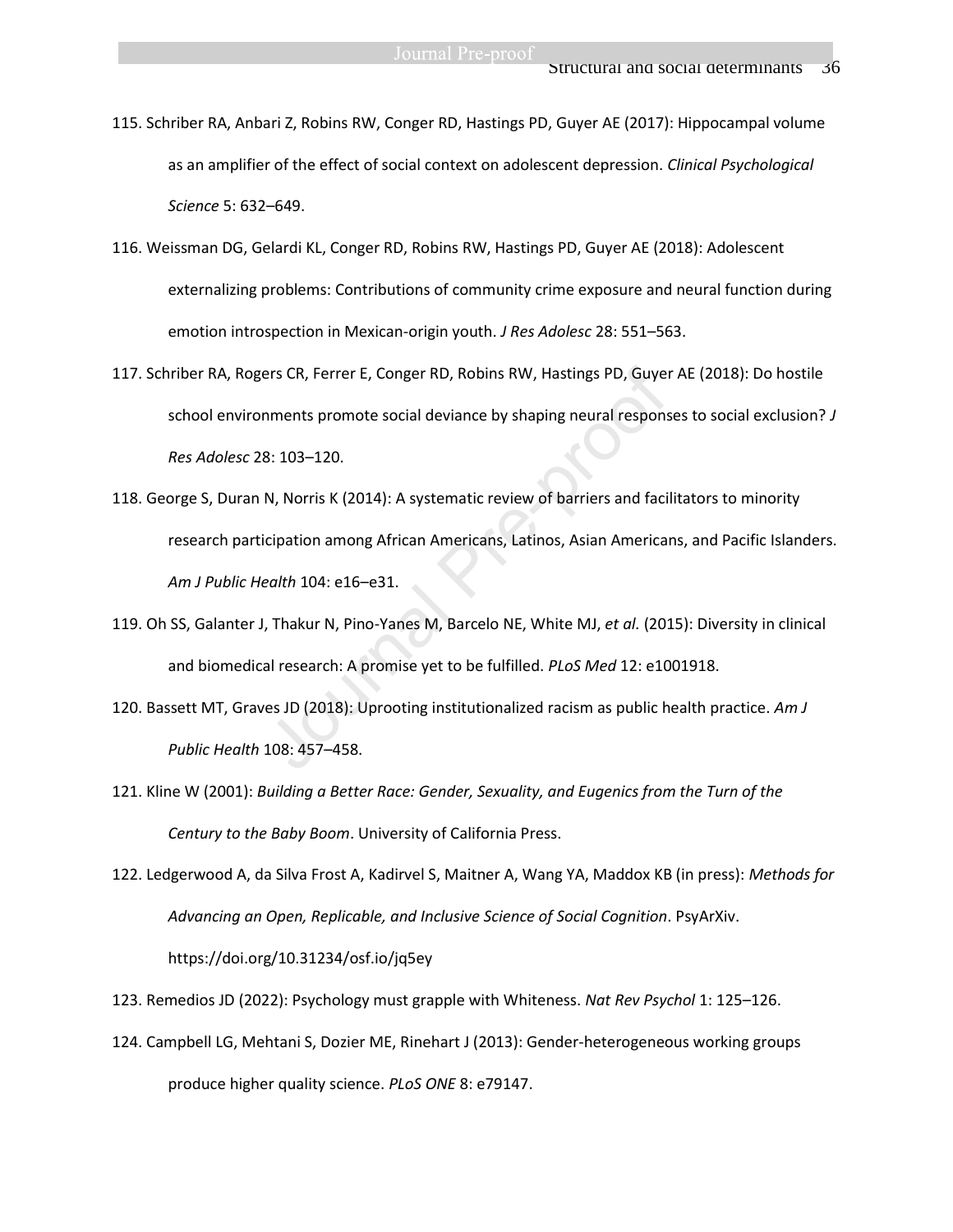115. Schriber RA, Anbari Z, Robins RW, Conger RD, Hastings PD, Guyer AE (2017): Hippocampal volume as an amplifier of the effect of social context on adolescent depression. *Clinical Psychological Science* 5: 632–649.

116. Weissman DG, Gelardi KL, Conger RD, Robins RW, Hastings PD, Guyer AE (2018): Adolescent externalizing problems: Contributions of community crime exposure and neural function during emotion introspection in Mexican-origin youth. *J Res Adolesc* 28: 551–563.

117. Schriber RA, Rogers CR, Ferrer E, Conger RD, Robins RW, Hastings PD, Guyer AE (2018): Do hostile school environments promote social deviance by shaping neural responses to social exclusion? *J Res Adolesc* 28: 103–120.

118. George S, Duran N, Norris K (2014): A systematic review of barriers and facilitators to minority research participation among African Americans, Latinos, Asian Americans, and Pacific Islanders. *Am J Public Health* 104: e16–e31.

119. Oh SS, Galanter J, Thakur N, Pino-Yanes M, Barcelo NE, White MJ, *et al.* (2015): Diversity in clinical and biomedical research: A promise yet to be fulfilled. *PLoS Med* 12: e1001918.

120. Bassett MT, Graves JD (2018): Uprooting institutionalized racism as public health practice. *Am J Public Health* 108: 457–458.

121. Kline W (2001): *Building a Better Race: Gender, Sexuality, and Eugenics from the Turn of the Century to the Baby Boom*. University of California Press.

122. Ledgerwood A, da Silva Frost A, Kadirvel S, Maitner A, Wang YA, Maddox KB (in press): *Methods for Advancing an Open, Replicable, and Inclusive Science of Social Cognition*. PsyArXiv. https://doi.org/10.31234/osf.io/jq5ey

123. Remedios JD (2022): Psychology must grapple with Whiteness. *Nat Rev Psychol* 1: 125–126.

124. Campbell LG, Mehtani S, Dozier ME, Rinehart J (2013): Gender-heterogeneous working groups produce higher quality science. *PLoS ONE* 8: e79147.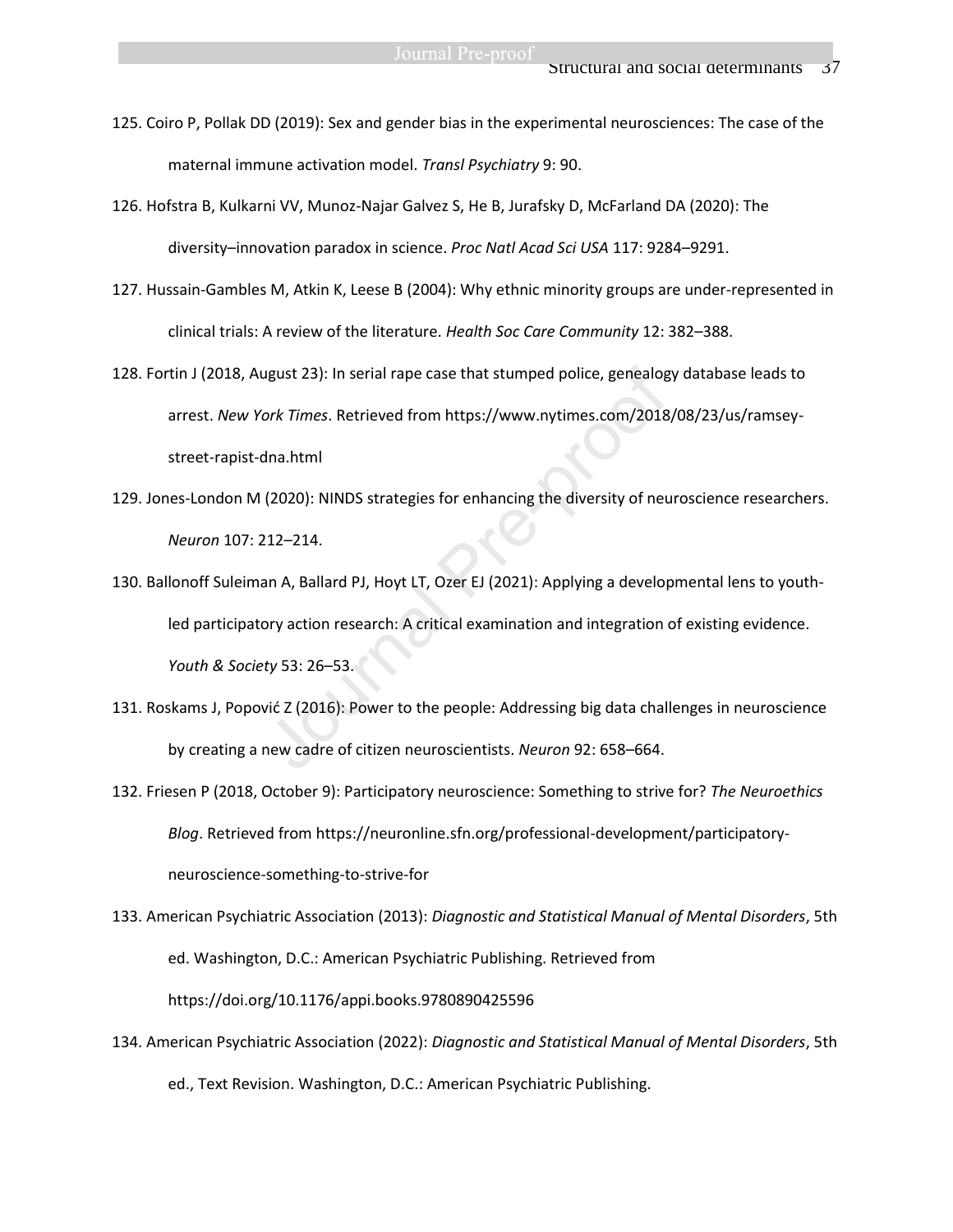125. Coiro P, Pollak DD (2019): Sex and gender bias in the experimental neurosciences: The case of the maternal immune activation model. *Transl Psychiatry* 9: 90.

126. Hofstra B, Kulkarni VV, Munoz-Najar Galvez S, He B, Jurafsky D, McFarland DA (2020): The diversity–innovation paradox in science. *Proc Natl Acad Sci USA* 117: 9284–9291.

127. Hussain-Gambles M, Atkin K, Leese B (2004): Why ethnic minority groups are under-represented in clinical trials: A review of the literature. *Health Soc Care Community* 12: 382–388.

128. Fortin J (2018, August 23): In serial rape case that stumped police, genealogy database leads to arrest. *New York Times*. Retrieved from https://www.nytimes.com/2018/08/23/us/ramsey-street-rapist-dna.html

129. Jones-London M (2020): NINDS strategies for enhancing the diversity of neuroscience researchers. *Neuron* 107: 212–214.

130. Ballonoff Suleiman A, Ballard PJ, Hoyt LT, Ozer EJ (2021): Applying a developmental lens to youth-led participatory action research: A critical examination and integration of existing evidence. *Youth & Society* 53: 26–53.

131. Roskams J, Popović Z (2016): Power to the people: Addressing big data challenges in neuroscience by creating a new cadre of citizen neuroscientists. *Neuron* 92: 658–664.

132. Friesen P (2018, October 9): Participatory neuroscience: Something to strive for? *The Neuroethics Blog*. Retrieved from https://neuronline.sfn.org/professional-development/participatory-neuroscience-something-to-strive-for

133. American Psychiatric Association (2013): *Diagnostic and Statistical Manual of Mental Disorders*, 5th ed. Washington, D.C.: American Psychiatric Publishing. Retrieved from https://doi.org/10.1176/appi.books.9780890425596

134. American Psychiatric Association (2022): *Diagnostic and Statistical Manual of Mental Disorders*, 5th ed., Text Revision. Washington, D.C.: American Psychiatric Publishing.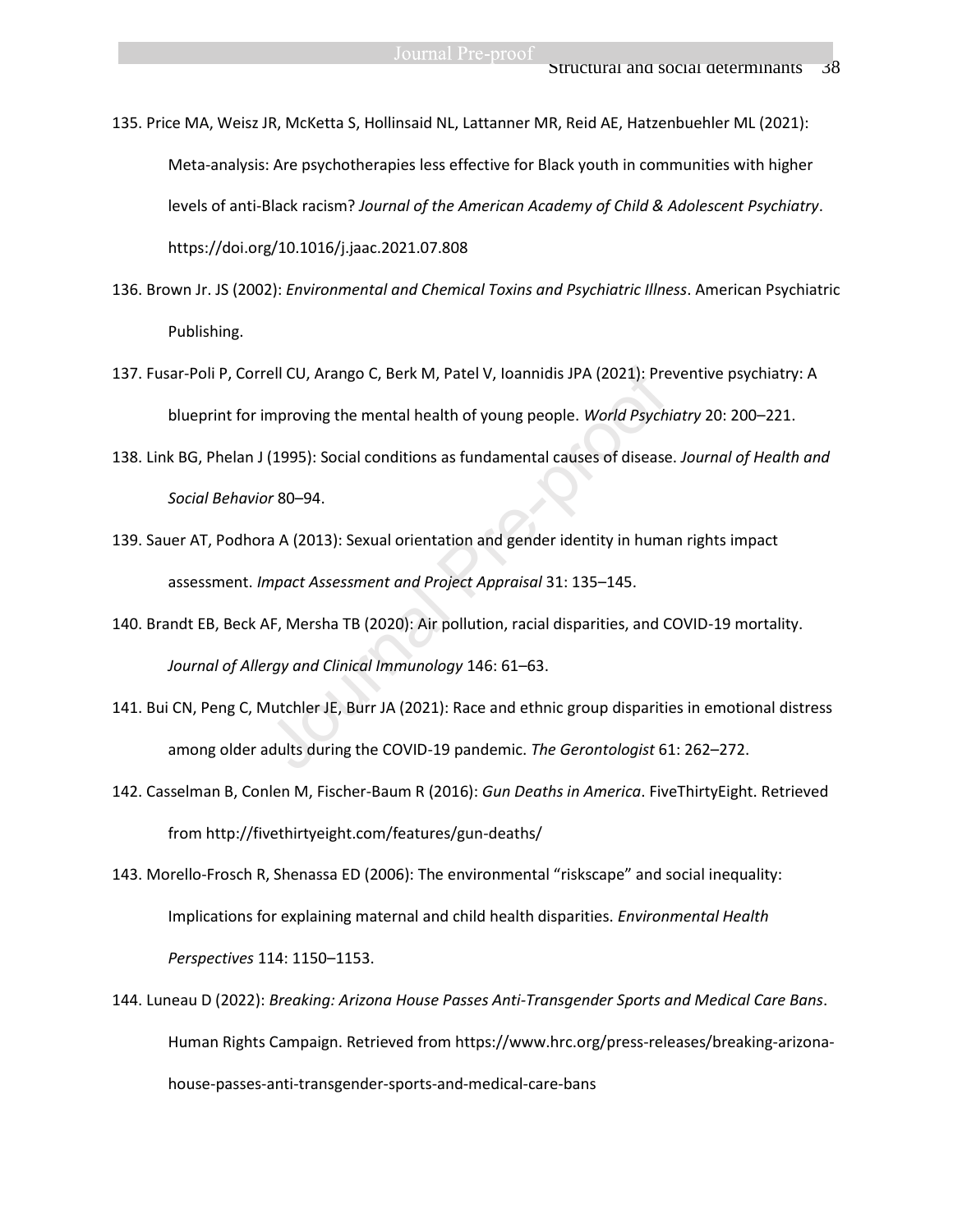135. Price MA, Weisz JR, McKetta S, Hollinsaid NL, Lattanner MR, Reid AE, Hatzenbuehler ML (2021): Meta-analysis: Are psychotherapies less effective for Black youth in communities with higher levels of anti-Black racism? *Journal of the American Academy of Child & Adolescent Psychiatry*. https://doi.org/10.1016/j.jaac.2021.07.808

136. Brown Jr. JS (2002): *Environmental and Chemical Toxins and Psychiatric Illness*. American Psychiatric Publishing.

137. Fusar-Poli P, Correll CU, Arango C, Berk M, Patel V, Ioannidis JPA (2021): Preventive psychiatry: A blueprint for improving the mental health of young people. *World Psychiatry* 20: 200–221.

138. Link BG, Phelan J (1995): Social conditions as fundamental causes of disease. *Journal of Health and Social Behavior* 80–94.

139. Sauer AT, Podhora A (2013): Sexual orientation and gender identity in human rights impact assessment. *Impact Assessment and Project Appraisal* 31: 135–145.

140. Brandt EB, Beck AF, Mersha TB (2020): Air pollution, racial disparities, and COVID-19 mortality. *Journal of Allergy and Clinical Immunology* 146: 61–63.

141. Bui CN, Peng C, Mutchler JE, Burr JA (2021): Race and ethnic group disparities in emotional distress among older adults during the COVID-19 pandemic. *The Gerontologist* 61: 262–272.

142. Casselman B, Conlen M, Fischer-Baum R (2016): *Gun Deaths in America*. FiveThirtyEight. Retrieved from http://fivethirtyeight.com/features/gun-deaths/

143. Morello-Frosch R, Shenassa ED (2006): The environmental "riskscape" and social inequality: Implications for explaining maternal and child health disparities. *Environmental Health Perspectives* 114: 1150–1153.

144. Luneau D (2022): *Breaking: Arizona House Passes Anti-Transgender Sports and Medical Care Bans*. Human Rights Campaign. Retrieved from https://www.hrc.org/press-releases/breaking-arizona-house-passes-anti-transgender-sports-and-medical-care-bans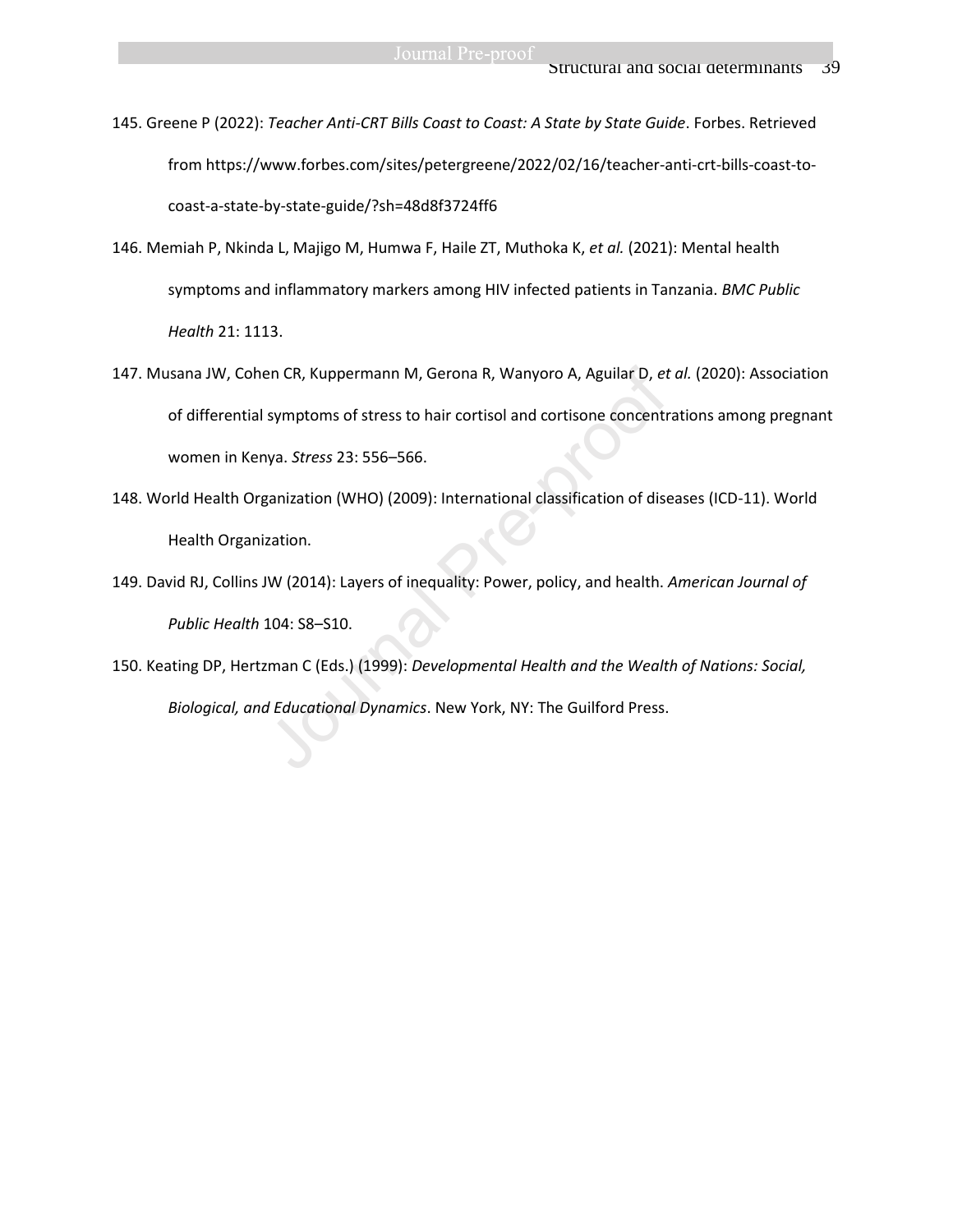145. Greene P (2022): *Teacher Anti-CRT Bills Coast to Coast: A State by State Guide*. Forbes. Retrieved from https://www.forbes.com/sites/petergreene/2022/02/16/teacher-anti-crt-bills-coast-to-coast-a-state-by-state-guide/?sh=48d8f3724ff6

146. Memiah P, Nkinda L, Majigo M, Humwa F, Haile ZT, Muthoka K, *et al.* (2021): Mental health symptoms and inflammatory markers among HIV infected patients in Tanzania. *BMC Public Health* 21: 1113.

147. Musana JW, Cohen CR, Kuppermann M, Gerona R, Wanyoro A, Aguilar D, *et al.* (2020): Association of differential symptoms of stress to hair cortisol and cortisone concentrations among pregnant women in Kenya. *Stress* 23: 556–566.

148. World Health Organization (WHO) (2009): International classification of diseases (ICD-11). World Health Organization.

149. David RJ, Collins JW (2014): Layers of inequality: Power, policy, and health. *American Journal of Public Health* 104: S8–S10.

150. Keating DP, Hertzman C (Eds.) (1999): *Developmental Health and the Wealth of Nations: Social, Biological, and Educational Dynamics*. New York, NY: The Guilford Press.